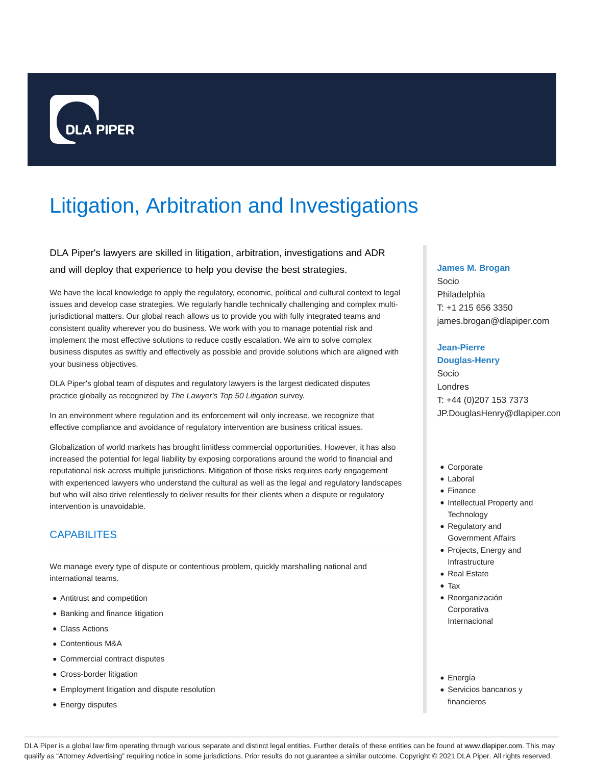DLA PIPER

# Litigation, Arbitration and Investigations

DLA Piper's lawyers are skilled in litigation, arbitration, investigations and ADR and will deploy that experience to help you devise the best strategies.

We have the local knowledge to apply the regulatory, economic, political and cultural context to legal issues and develop case strategies. We regularly handle technically challenging and complex multi-jurisdictional matters. Our global reach allows us to provide you with fully integrated teams and consistent quality wherever you do business. We work with you to manage potential risk and implement the most effective solutions to reduce costly escalation. We aim to solve complex business disputes as swiftly and effectively as possible and provide solutions which are aligned with your business objectives.

DLA Piper's global team of disputes and regulatory lawyers is the largest dedicated disputes practice globally as recognized by *The Lawyer's Top 50 Litigation* survey.

In an environment where regulation and its enforcement will only increase, we recognize that effective compliance and avoidance of regulatory intervention are business critical issues.

Globalization of world markets has brought limitless commercial opportunities. However, it has also increased the potential for legal liability by exposing corporations around the world to financial and reputational risk across multiple jurisdictions. Mitigation of those risks requires early engagement with experienced lawyers who understand the cultural as well as the legal and regulatory landscapes but who will also drive relentlessly to deliver results for their clients when a dispute or regulatory intervention is unavoidable.

## CAPABILITES

We manage every type of dispute or contentious problem, quickly marshalling national and international teams.

- Antitrust and competition
- Banking and finance litigation
- Class Actions
- Contentious M&A
- Commercial contract disputes
- Cross-border litigation
- Employment litigation and dispute resolution
- Energy disputes

**James M. Brogan**
Socio
Philadelphia
T: +1 215 656 3350
james.brogan@dlapiper.com

**Jean-Pierre Douglas-Henry**
Socio
Londres
T: +44 (0)207 153 7373
JP.DouglasHenry@dlapiper.com

- Corporate
- Laboral
- Finance
- Intellectual Property and Technology
- Regulatory and Government Affairs
- Projects, Energy and Infrastructure
- Real Estate
- Tax
- Reorganización Corporativa Internacional

- Energía
- Servicios bancarios y financieros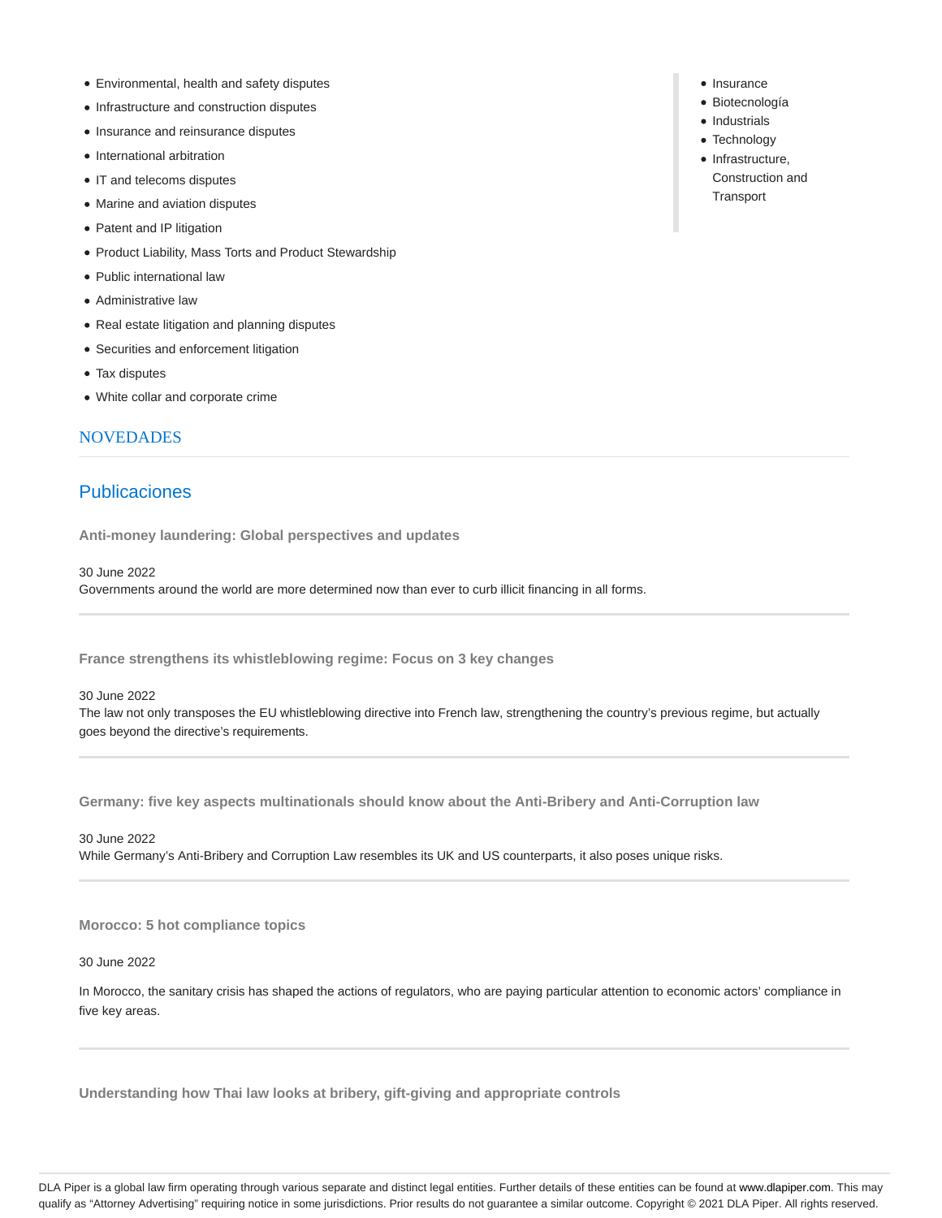- Environmental, health and safety disputes
- Infrastructure and construction disputes
- Insurance and reinsurance disputes
- International arbitration
- IT and telecoms disputes
- Marine and aviation disputes
- Patent and IP litigation
- Product Liability, Mass Torts and Product Stewardship
- Public international law
- Administrative law
- Real estate litigation and planning disputes
- Securities and enforcement litigation
- Tax disputes
- White collar and corporate crime

- Insurance
- Biotecnología
- Industrials
- Technology
- Infrastructure, Construction and Transport

## NOVEDADES

## Publicaciones

**Anti-money laundering: Global perspectives and updates**

30 June 2022
Governments around the world are more determined now than ever to curb illicit financing in all forms.

**France strengthens its whistleblowing regime: Focus on 3 key changes**

30 June 2022
The law not only transposes the EU whistleblowing directive into French law, strengthening the country's previous regime, but actually goes beyond the directive's requirements.

**Germany: five key aspects multinationals should know about the Anti-Bribery and Anti-Corruption law**

30 June 2022
While Germany's Anti-Bribery and Corruption Law resembles its UK and US counterparts, it also poses unique risks.

**Morocco: 5 hot compliance topics**

30 June 2022

In Morocco, the sanitary crisis has shaped the actions of regulators, who are paying particular attention to economic actors' compliance in five key areas.

**Understanding how Thai law looks at bribery, gift-giving and appropriate controls**

DLA Piper is a global law firm operating through various separate and distinct legal entities. Further details of these entities can be found at www.dlapiper.com. This may qualify as "Attorney Advertising" requiring notice in some jurisdictions. Prior results do not guarantee a similar outcome. Copyright © 2021 DLA Piper. All rights reserved.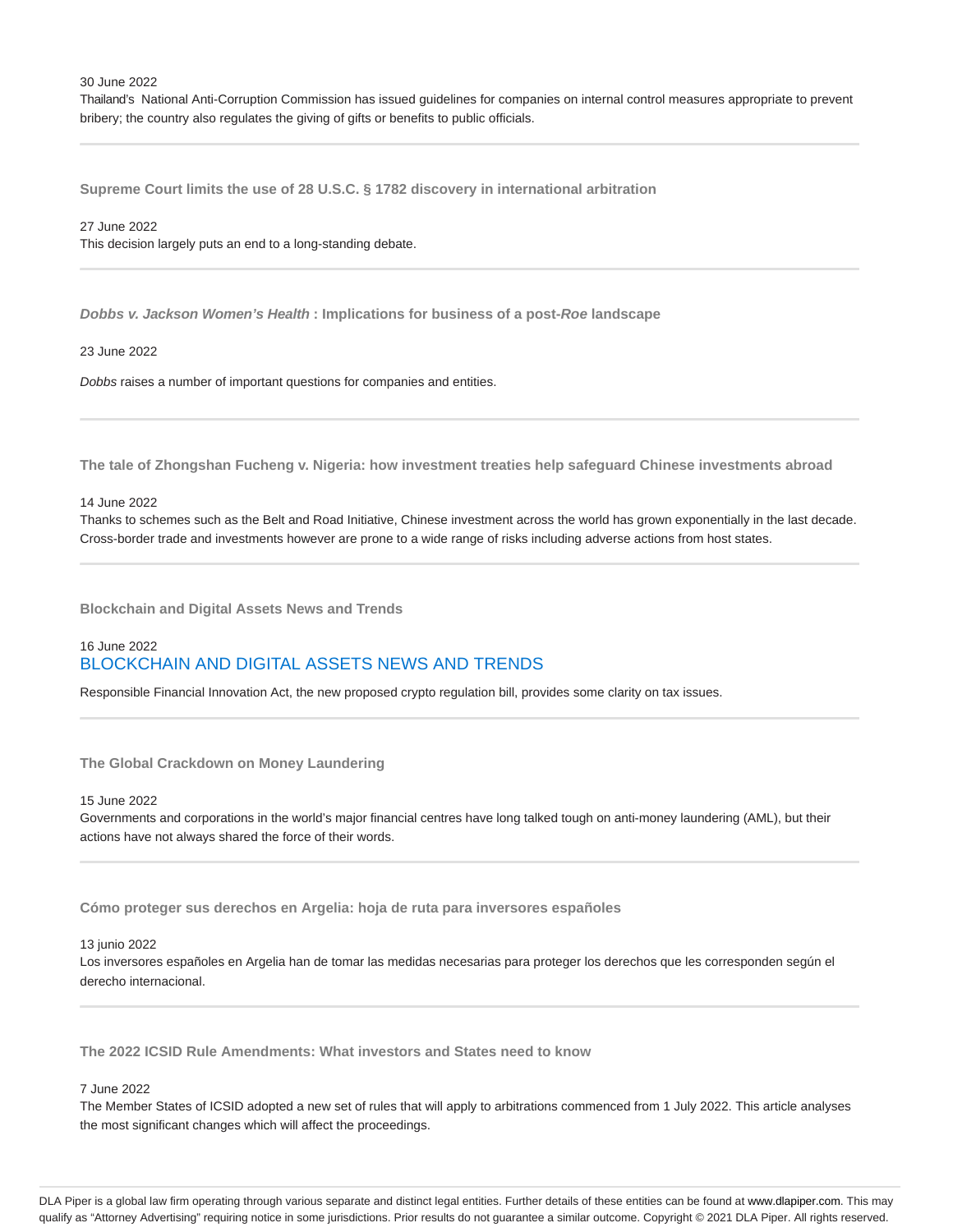30 June 2022

Thailand's National Anti-Corruption Commission has issued guidelines for companies on internal control measures appropriate to prevent bribery; the country also regulates the giving of gifts or benefits to public officials.

---

### Supreme Court limits the use of 28 U.S.C. § 1782 discovery in international arbitration

27 June 2022

This decision largely puts an end to a long-standing debate.

---

### *Dobbs v. Jackson Women's Health* : Implications for business of a post-*Roe* landscape

23 June 2022

*Dobbs* raises a number of important questions for companies and entities.

---

### The tale of Zhongshan Fucheng v. Nigeria: how investment treaties help safeguard Chinese investments abroad

14 June 2022

Thanks to schemes such as the Belt and Road Initiative, Chinese investment across the world has grown exponentially in the last decade. Cross-border trade and investments however are prone to a wide range of risks including adverse actions from host states.

---

### Blockchain and Digital Assets News and Trends

16 June 2022

BLOCKCHAIN AND DIGITAL ASSETS NEWS AND TRENDS

Responsible Financial Innovation Act, the new proposed crypto regulation bill, provides some clarity on tax issues.

---

### The Global Crackdown on Money Laundering

15 June 2022

Governments and corporations in the world's major financial centres have long talked tough on anti-money laundering (AML), but their actions have not always shared the force of their words.

---

### Cómo proteger sus derechos en Argelia: hoja de ruta para inversores españoles

13 junio 2022

Los inversores españoles en Argelia han de tomar las medidas necesarias para proteger los derechos que les corresponden según el derecho internacional.

---

### The 2022 ICSID Rule Amendments: What investors and States need to know

7 June 2022

The Member States of ICSID adopted a new set of rules that will apply to arbitrations commenced from 1 July 2022. This article analyses the most significant changes which will affect the proceedings.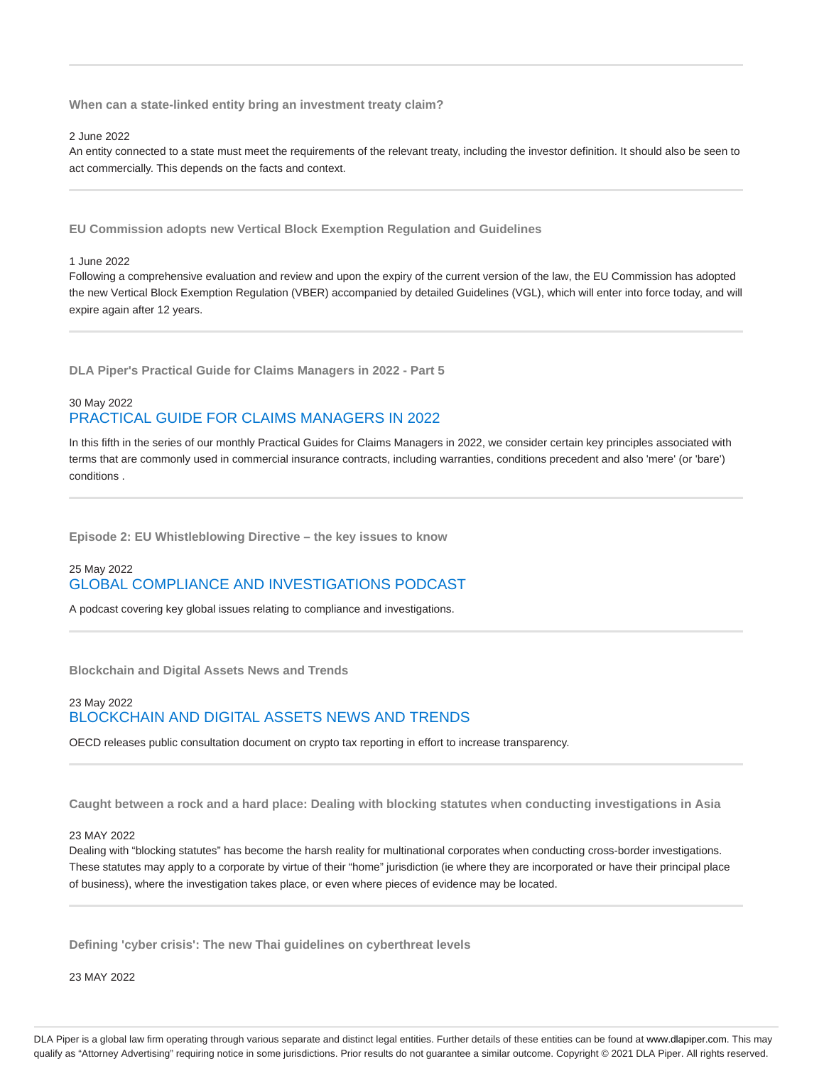### When can a state-linked entity bring an investment treaty claim?

2 June 2022

An entity connected to a state must meet the requirements of the relevant treaty, including the investor definition. It should also be seen to act commercially. This depends on the facts and context.

---

### EU Commission adopts new Vertical Block Exemption Regulation and Guidelines

1 June 2022

Following a comprehensive evaluation and review and upon the expiry of the current version of the law, the EU Commission has adopted the new Vertical Block Exemption Regulation (VBER) accompanied by detailed Guidelines (VGL), which will enter into force today, and will expire again after 12 years.

---

### DLA Piper's Practical Guide for Claims Managers in 2022 - Part 5

30 May 2022

PRACTICAL GUIDE FOR CLAIMS MANAGERS IN 2022

In this fifth in the series of our monthly Practical Guides for Claims Managers in 2022, we consider certain key principles associated with terms that are commonly used in commercial insurance contracts, including warranties, conditions precedent and also 'mere' (or 'bare') conditions .

---

### Episode 2: EU Whistleblowing Directive – the key issues to know

25 May 2022

GLOBAL COMPLIANCE AND INVESTIGATIONS PODCAST

A podcast covering key global issues relating to compliance and investigations.

---

### Blockchain and Digital Assets News and Trends

23 May 2022

BLOCKCHAIN AND DIGITAL ASSETS NEWS AND TRENDS

OECD releases public consultation document on crypto tax reporting in effort to increase transparency.

---

### Caught between a rock and a hard place: Dealing with blocking statutes when conducting investigations in Asia

23 MAY 2022

Dealing with "blocking statutes" has become the harsh reality for multinational corporates when conducting cross-border investigations. These statutes may apply to a corporate by virtue of their "home" jurisdiction (ie where they are incorporated or have their principal place of business), where the investigation takes place, or even where pieces of evidence may be located.

---

### Defining 'cyber crisis': The new Thai guidelines on cyberthreat levels

23 MAY 2022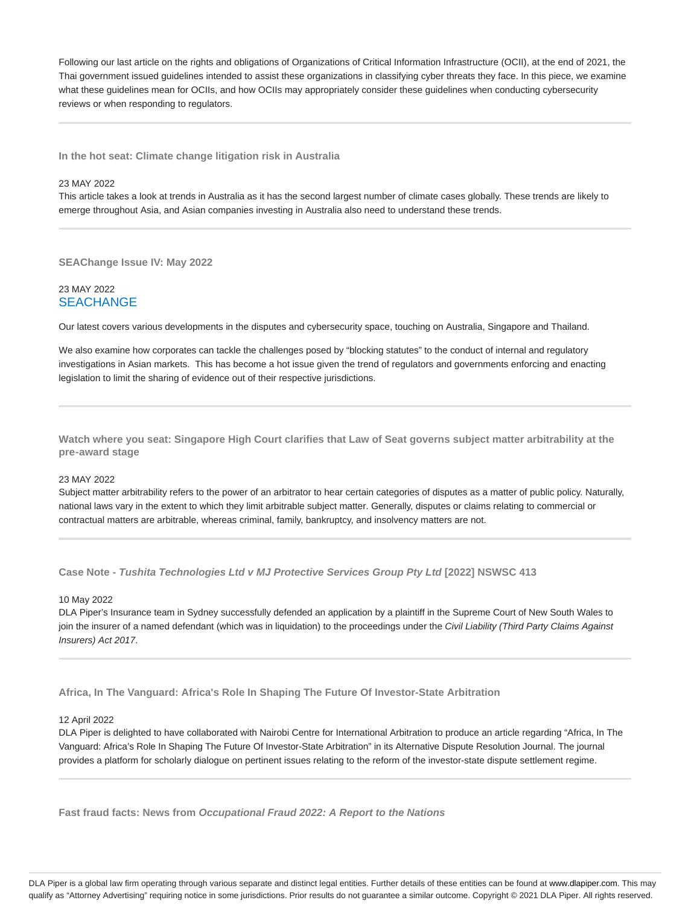Following our last article on the rights and obligations of Organizations of Critical Information Infrastructure (OCII), at the end of 2021, the Thai government issued guidelines intended to assist these organizations in classifying cyber threats they face. In this piece, we examine what these guidelines mean for OCIIs, and how OCIIs may appropriately consider these guidelines when conducting cybersecurity reviews or when responding to regulators.

---

### In the hot seat: Climate change litigation risk in Australia

23 MAY 2022

This article takes a look at trends in Australia as it has the second largest number of climate cases globally. These trends are likely to emerge throughout Asia, and Asian companies investing in Australia also need to understand these trends.

---

### SEAChange Issue IV: May 2022

23 MAY 2022

SEACHANGE

Our latest covers various developments in the disputes and cybersecurity space, touching on Australia, Singapore and Thailand.

We also examine how corporates can tackle the challenges posed by "blocking statutes" to the conduct of internal and regulatory investigations in Asian markets. This has become a hot issue given the trend of regulators and governments enforcing and enacting legislation to limit the sharing of evidence out of their respective jurisdictions.

---

### Watch where you seat: Singapore High Court clarifies that Law of Seat governs subject matter arbitrability at the pre-award stage

23 MAY 2022

Subject matter arbitrability refers to the power of an arbitrator to hear certain categories of disputes as a matter of public policy. Naturally, national laws vary in the extent to which they limit arbitrable subject matter. Generally, disputes or claims relating to commercial or contractual matters are arbitrable, whereas criminal, family, bankruptcy, and insolvency matters are not.

---

### Case Note - *Tushita Technologies Ltd v MJ Protective Services Group Pty Ltd* [2022] NSWSC 413

10 May 2022

DLA Piper's Insurance team in Sydney successfully defended an application by a plaintiff in the Supreme Court of New South Wales to join the insurer of a named defendant (which was in liquidation) to the proceedings under the *Civil Liability (Third Party Claims Against Insurers) Act 2017*.

---

### Africa, In The Vanguard: Africa's Role In Shaping The Future Of Investor-State Arbitration

12 April 2022

DLA Piper is delighted to have collaborated with Nairobi Centre for International Arbitration to produce an article regarding "Africa, In The Vanguard: Africa's Role In Shaping The Future Of Investor-State Arbitration" in its Alternative Dispute Resolution Journal. The journal provides a platform for scholarly dialogue on pertinent issues relating to the reform of the investor-state dispute settlement regime.

---

### Fast fraud facts: News from *Occupational Fraud 2022: A Report to the Nations*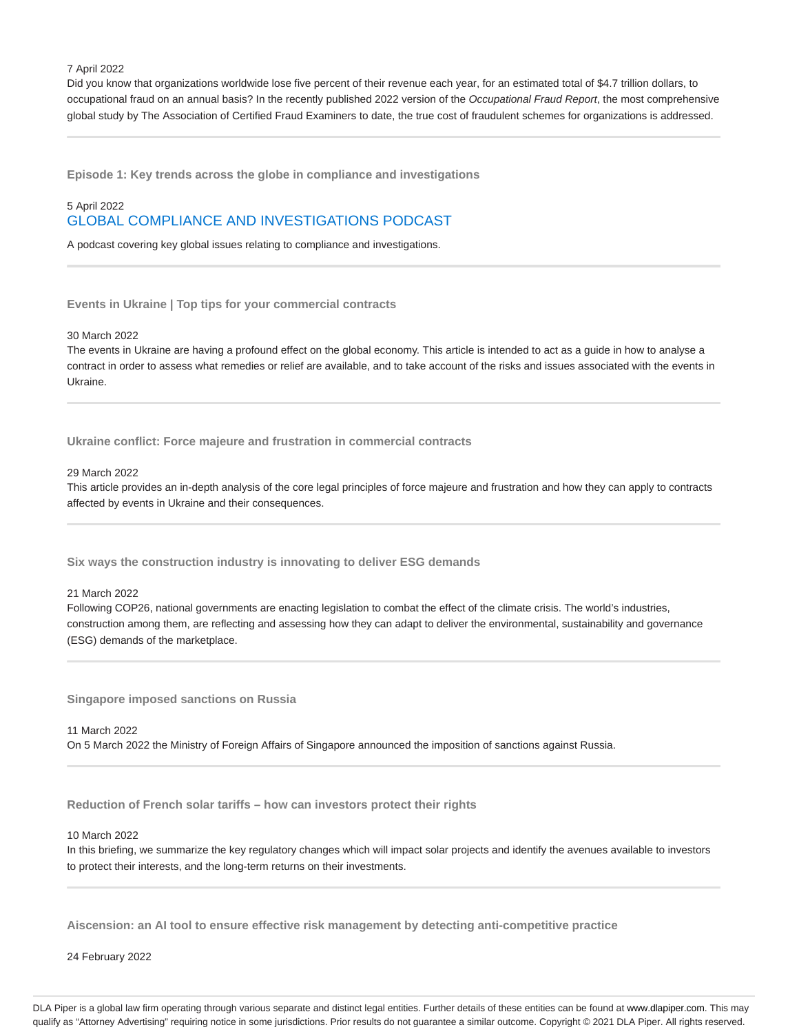7 April 2022
Did you know that organizations worldwide lose five percent of their revenue each year, for an estimated total of $4.7 trillion dollars, to occupational fraud on an annual basis? In the recently published 2022 version of the *Occupational Fraud Report*, the most comprehensive global study by The Association of Certified Fraud Examiners to date, the true cost of fraudulent schemes for organizations is addressed.

---

**Episode 1: Key trends across the globe in compliance and investigations**

5 April 2022
GLOBAL COMPLIANCE AND INVESTIGATIONS PODCAST

A podcast covering key global issues relating to compliance and investigations.

---

**Events in Ukraine | Top tips for your commercial contracts**

30 March 2022
The events in Ukraine are having a profound effect on the global economy. This article is intended to act as a guide in how to analyse a contract in order to assess what remedies or relief are available, and to take account of the risks and issues associated with the events in Ukraine.

---

**Ukraine conflict: Force majeure and frustration in commercial contracts**

29 March 2022
This article provides an in-depth analysis of the core legal principles of force majeure and frustration and how they can apply to contracts affected by events in Ukraine and their consequences.

---

**Six ways the construction industry is innovating to deliver ESG demands**

21 March 2022
Following COP26, national governments are enacting legislation to combat the effect of the climate crisis. The world's industries, construction among them, are reflecting and assessing how they can adapt to deliver the environmental, sustainability and governance (ESG) demands of the marketplace.

---

**Singapore imposed sanctions on Russia**

11 March 2022
On 5 March 2022 the Ministry of Foreign Affairs of Singapore announced the imposition of sanctions against Russia.

---

**Reduction of French solar tariffs – how can investors protect their rights**

10 March 2022
In this briefing, we summarize the key regulatory changes which will impact solar projects and identify the avenues available to investors to protect their interests, and the long-term returns on their investments.

---

**Aiscension: an AI tool to ensure effective risk management by detecting anti-competitive practice**

24 February 2022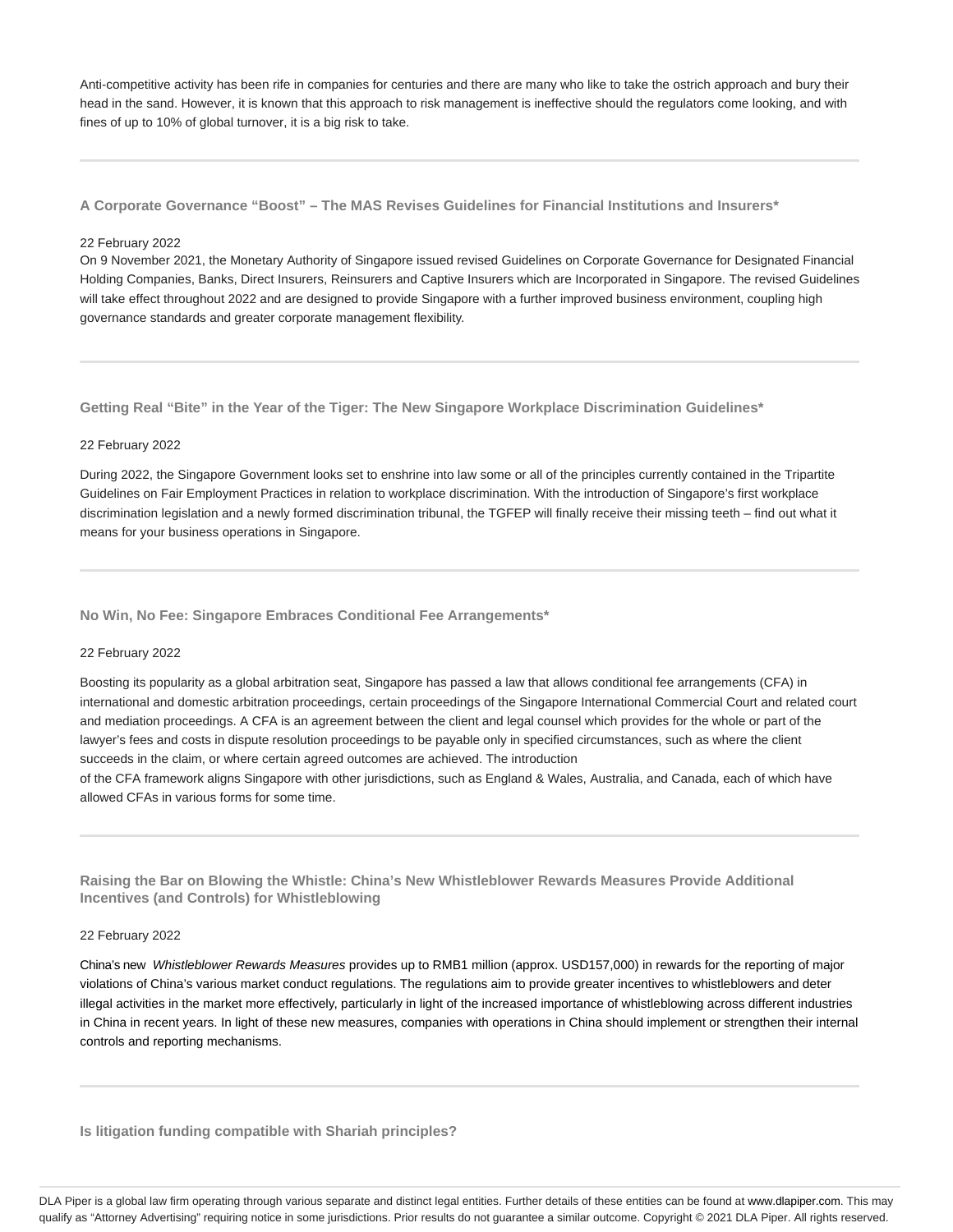Anti-competitive activity has been rife in companies for centuries and there are many who like to take the ostrich approach and bury their head in the sand. However, it is known that this approach to risk management is ineffective should the regulators come looking, and with fines of up to 10% of global turnover, it is a big risk to take.

---

### A Corporate Governance "Boost" – The MAS Revises Guidelines for Financial Institutions and Insurers*

22 February 2022

On 9 November 2021, the Monetary Authority of Singapore issued revised Guidelines on Corporate Governance for Designated Financial Holding Companies, Banks, Direct Insurers, Reinsurers and Captive Insurers which are Incorporated in Singapore. The revised Guidelines will take effect throughout 2022 and are designed to provide Singapore with a further improved business environment, coupling high governance standards and greater corporate management flexibility.

---

### Getting Real "Bite" in the Year of the Tiger: The New Singapore Workplace Discrimination Guidelines*

22 February 2022

During 2022, the Singapore Government looks set to enshrine into law some or all of the principles currently contained in the Tripartite Guidelines on Fair Employment Practices in relation to workplace discrimination. With the introduction of Singapore's first workplace discrimination legislation and a newly formed discrimination tribunal, the TGFEP will finally receive their missing teeth – find out what it means for your business operations in Singapore.

---

### No Win, No Fee: Singapore Embraces Conditional Fee Arrangements*

22 February 2022

Boosting its popularity as a global arbitration seat, Singapore has passed a law that allows conditional fee arrangements (CFA) in international and domestic arbitration proceedings, certain proceedings of the Singapore International Commercial Court and related court and mediation proceedings. A CFA is an agreement between the client and legal counsel which provides for the whole or part of the lawyer's fees and costs in dispute resolution proceedings to be payable only in specified circumstances, such as where the client succeeds in the claim, or where certain agreed outcomes are achieved. The introduction of the CFA framework aligns Singapore with other jurisdictions, such as England & Wales, Australia, and Canada, each of which have allowed CFAs in various forms for some time.

---

### Raising the Bar on Blowing the Whistle: China's New Whistleblower Rewards Measures Provide Additional Incentives (and Controls) for Whistleblowing

22 February 2022

China's new *Whistleblower Rewards Measures* provides up to RMB1 million (approx. USD157,000) in rewards for the reporting of major violations of China's various market conduct regulations. The regulations aim to provide greater incentives to whistleblowers and deter illegal activities in the market more effectively, particularly in light of the increased importance of whistleblowing across different industries in China in recent years. In light of these new measures, companies with operations in China should implement or strengthen their internal controls and reporting mechanisms.

---

### Is litigation funding compatible with Shariah principles?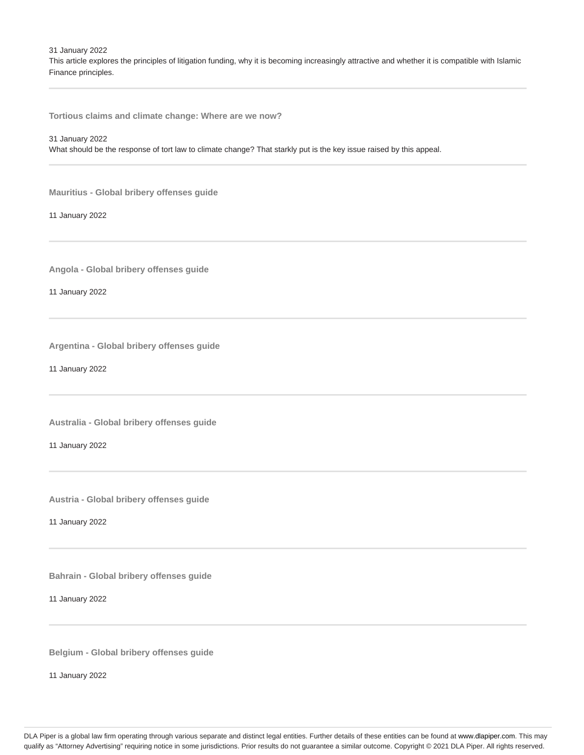31 January 2022

This article explores the principles of litigation funding, why it is becoming increasingly attractive and whether it is compatible with Islamic Finance principles.

---

**Tortious claims and climate change: Where are we now?**

31 January 2022

What should be the response of tort law to climate change? That starkly put is the key issue raised by this appeal.

---

**Mauritius - Global bribery offenses guide**

11 January 2022

---

**Angola - Global bribery offenses guide**

11 January 2022

---

**Argentina - Global bribery offenses guide**

11 January 2022

---

**Australia - Global bribery offenses guide**

11 January 2022

---

**Austria - Global bribery offenses guide**

11 January 2022

---

**Bahrain - Global bribery offenses guide**

11 January 2022

---

**Belgium - Global bribery offenses guide**

11 January 2022

DLA Piper is a global law firm operating through various separate and distinct legal entities. Further details of these entities can be found at www.dlapiper.com. This may qualify as "Attorney Advertising" requiring notice in some jurisdictions. Prior results do not guarantee a similar outcome. Copyright © 2021 DLA Piper. All rights reserved.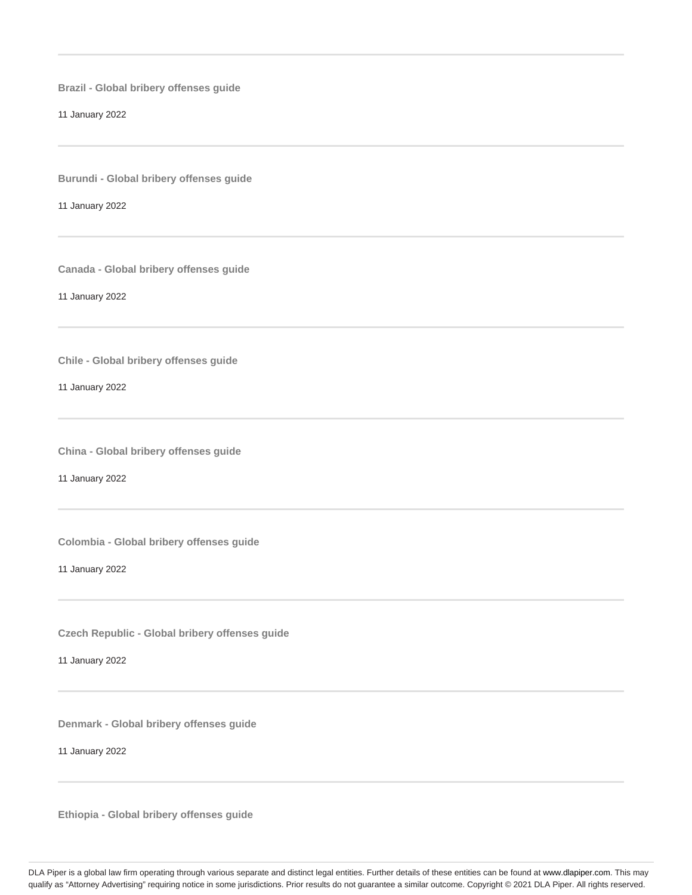---

**Brazil - Global bribery offenses guide**

11 January 2022

---

**Burundi - Global bribery offenses guide**

11 January 2022

---

**Canada - Global bribery offenses guide**

11 January 2022

---

**Chile - Global bribery offenses guide**

11 January 2022

---

**China - Global bribery offenses guide**

11 January 2022

---

**Colombia - Global bribery offenses guide**

11 January 2022

---

**Czech Republic - Global bribery offenses guide**

11 January 2022

---

**Denmark - Global bribery offenses guide**

11 January 2022

---

**Ethiopia - Global bribery offenses guide**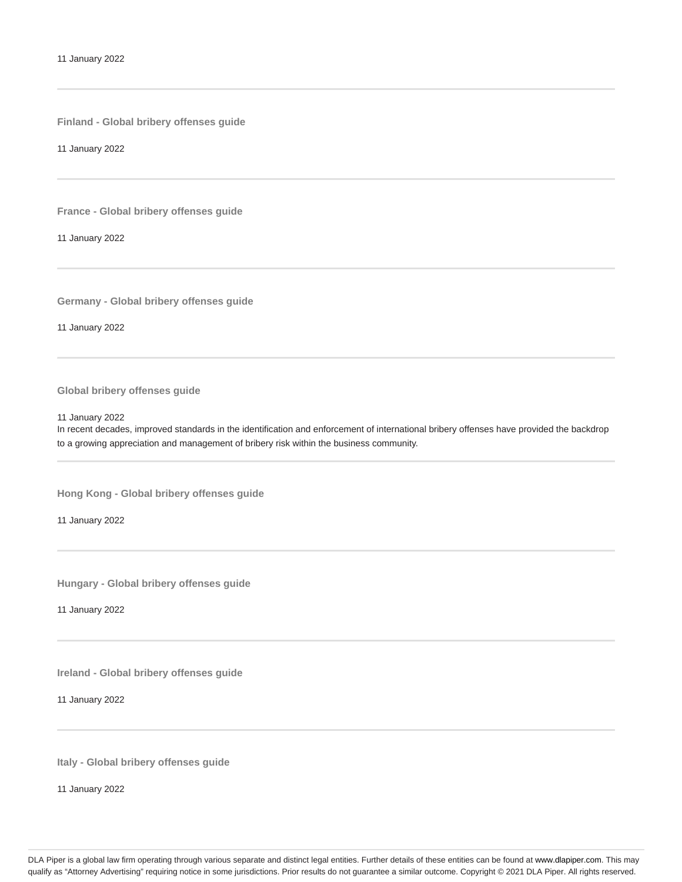11 January 2022

---

**Finland - Global bribery offenses guide**

11 January 2022

---

**France - Global bribery offenses guide**

11 January 2022

---

**Germany - Global bribery offenses guide**

11 January 2022

---

**Global bribery offenses guide**

11 January 2022
In recent decades, improved standards in the identification and enforcement of international bribery offenses have provided the backdrop to a growing appreciation and management of bribery risk within the business community.

---

**Hong Kong - Global bribery offenses guide**

11 January 2022

---

**Hungary - Global bribery offenses guide**

11 January 2022

---

**Ireland - Global bribery offenses guide**

11 January 2022

---

**Italy - Global bribery offenses guide**

11 January 2022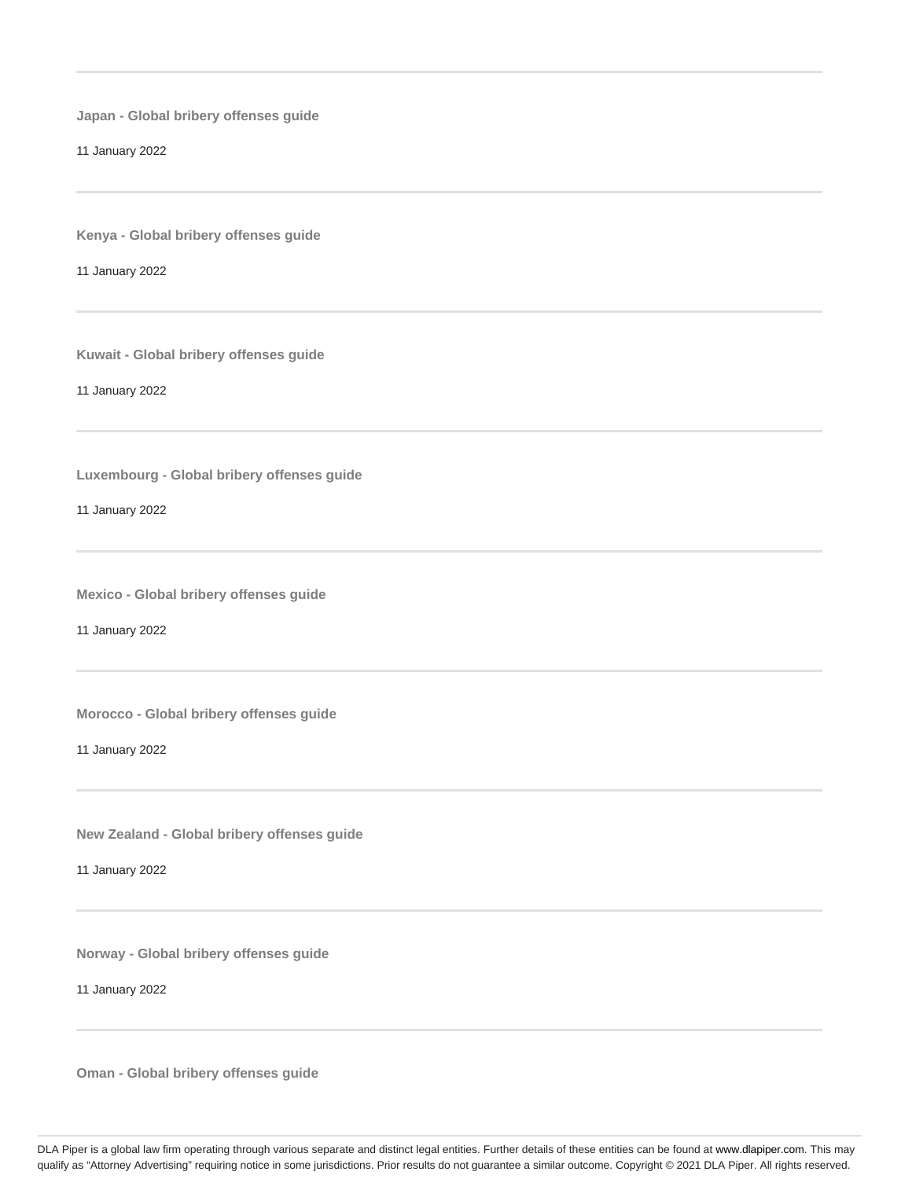---

**Japan - Global bribery offenses guide**

11 January 2022

---

**Kenya - Global bribery offenses guide**

11 January 2022

---

**Kuwait - Global bribery offenses guide**

11 January 2022

---

**Luxembourg - Global bribery offenses guide**

11 January 2022

---

**Mexico - Global bribery offenses guide**

11 January 2022

---

**Morocco - Global bribery offenses guide**

11 January 2022

---

**New Zealand - Global bribery offenses guide**

11 January 2022

---

**Norway - Global bribery offenses guide**

11 January 2022

---

**Oman - Global bribery offenses guide**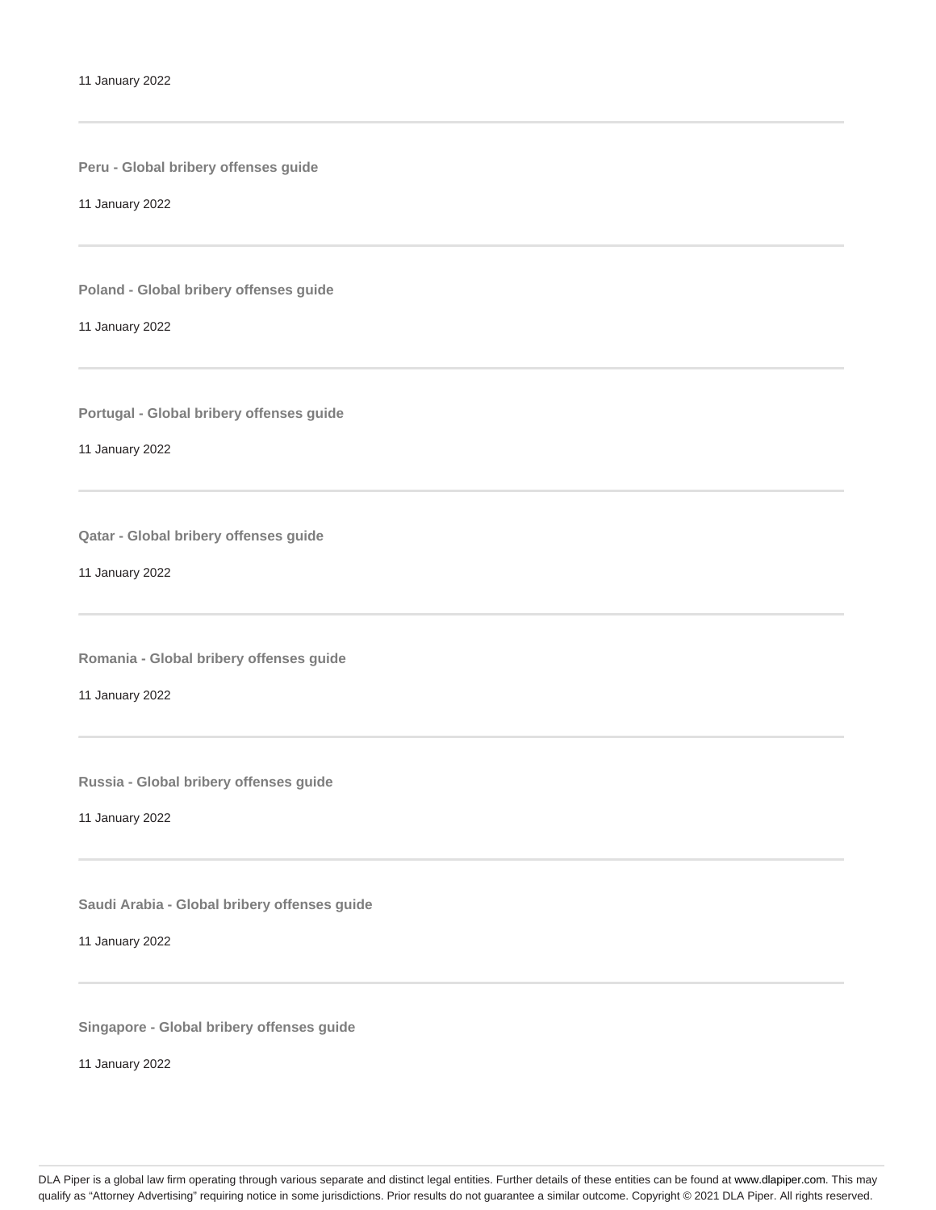11 January 2022

---

**Peru - Global bribery offenses guide**

11 January 2022

---

**Poland - Global bribery offenses guide**

11 January 2022

---

**Portugal - Global bribery offenses guide**

11 January 2022

---

**Qatar - Global bribery offenses guide**

11 January 2022

---

**Romania - Global bribery offenses guide**

11 January 2022

---

**Russia - Global bribery offenses guide**

11 January 2022

---

**Saudi Arabia - Global bribery offenses guide**

11 January 2022

---

**Singapore - Global bribery offenses guide**

11 January 2022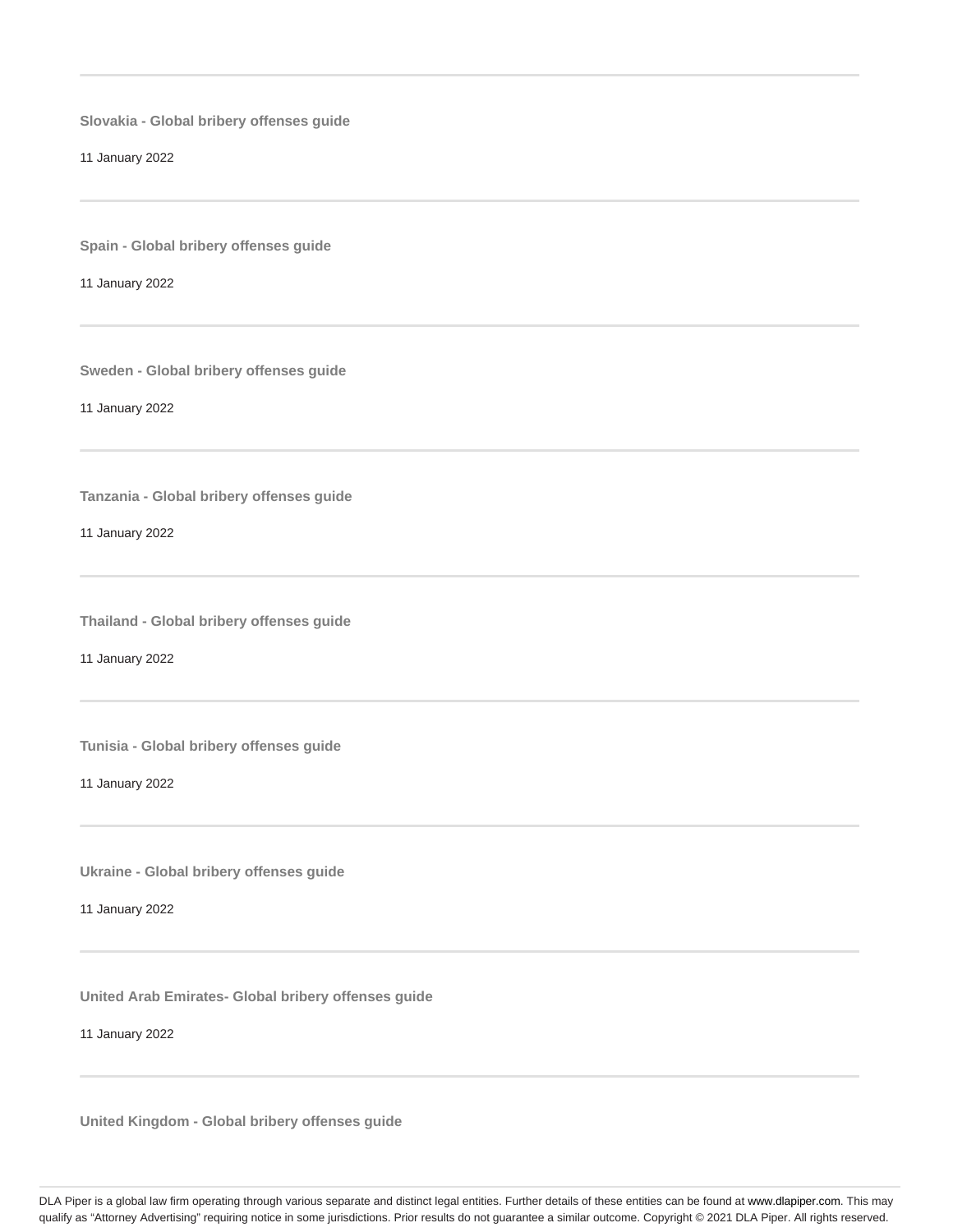---

**Slovakia - Global bribery offenses guide**

11 January 2022

---

**Spain - Global bribery offenses guide**

11 January 2022

---

**Sweden - Global bribery offenses guide**

11 January 2022

---

**Tanzania - Global bribery offenses guide**

11 January 2022

---

**Thailand - Global bribery offenses guide**

11 January 2022

---

**Tunisia - Global bribery offenses guide**

11 January 2022

---

**Ukraine - Global bribery offenses guide**

11 January 2022

---

**United Arab Emirates- Global bribery offenses guide**

11 January 2022

---

**United Kingdom - Global bribery offenses guide**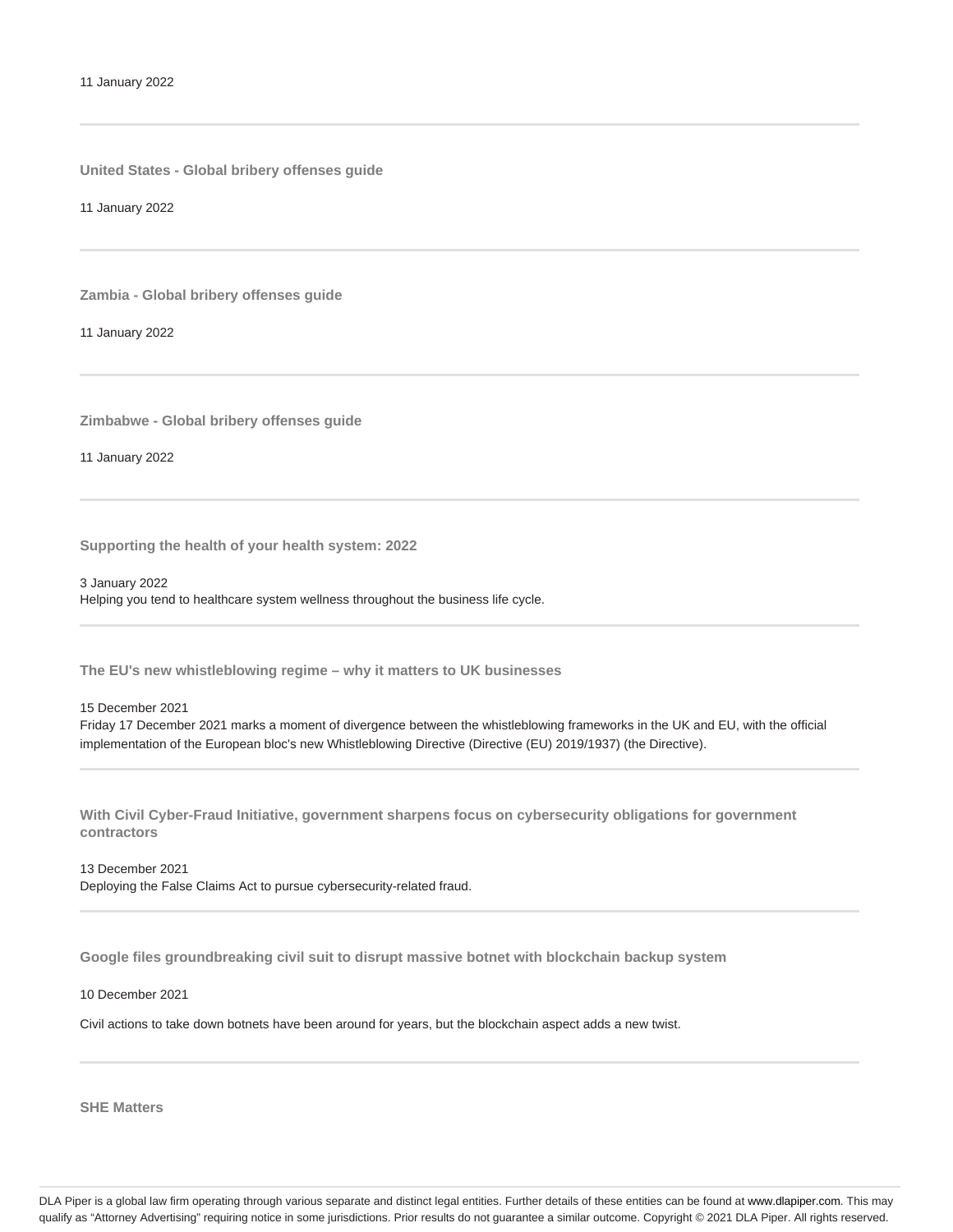11 January 2022

---

**United States - Global bribery offenses guide**

11 January 2022

---

**Zambia - Global bribery offenses guide**

11 January 2022

---

**Zimbabwe - Global bribery offenses guide**

11 January 2022

---

**Supporting the health of your health system: 2022**

3 January 2022
Helping you tend to healthcare system wellness throughout the business life cycle.

---

**The EU's new whistleblowing regime – why it matters to UK businesses**

15 December 2021
Friday 17 December 2021 marks a moment of divergence between the whistleblowing frameworks in the UK and EU, with the official implementation of the European bloc's new Whistleblowing Directive (Directive (EU) 2019/1937) (the Directive).

---

**With Civil Cyber-Fraud Initiative, government sharpens focus on cybersecurity obligations for government contractors**

13 December 2021
Deploying the False Claims Act to pursue cybersecurity-related fraud.

---

**Google files groundbreaking civil suit to disrupt massive botnet with blockchain backup system**

10 December 2021

Civil actions to take down botnets have been around for years, but the blockchain aspect adds a new twist.

---

**SHE Matters**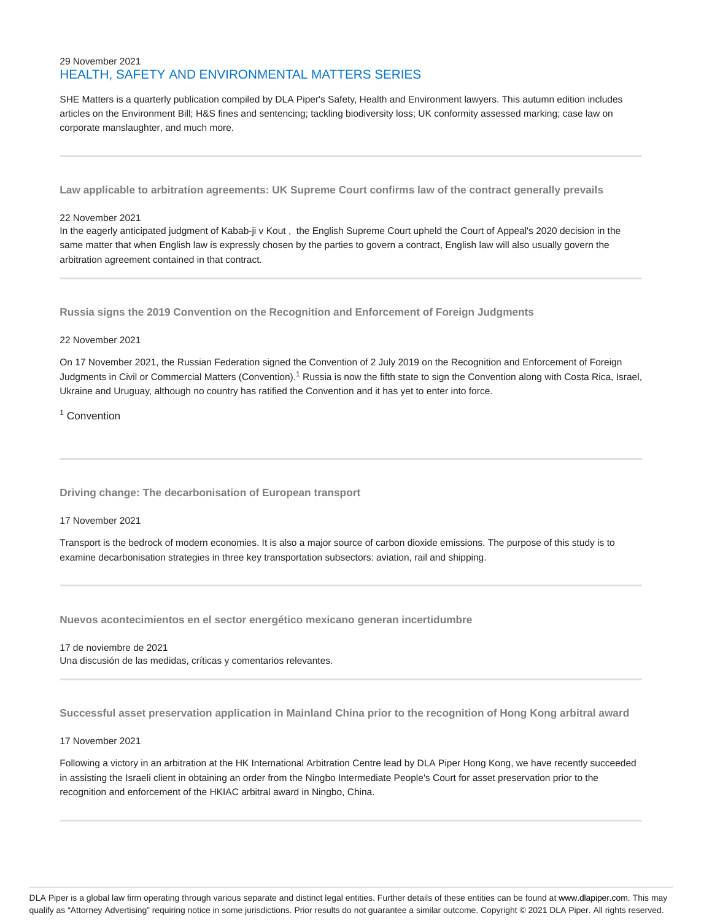29 November 2021

## HEALTH, SAFETY AND ENVIRONMENTAL MATTERS SERIES

SHE Matters is a quarterly publication compiled by DLA Piper's Safety, Health and Environment lawyers. This autumn edition includes articles on the Environment Bill; H&S fines and sentencing; tackling biodiversity loss; UK conformity assessed marking; case law on corporate manslaughter, and much more.

---

### Law applicable to arbitration agreements: UK Supreme Court confirms law of the contract generally prevails

22 November 2021

In the eagerly anticipated judgment of Kabab-ji v Kout , the English Supreme Court upheld the Court of Appeal's 2020 decision in the same matter that when English law is expressly chosen by the parties to govern a contract, English law will also usually govern the arbitration agreement contained in that contract.

---

### Russia signs the 2019 Convention on the Recognition and Enforcement of Foreign Judgments

22 November 2021

On 17 November 2021, the Russian Federation signed the Convention of 2 July 2019 on the Recognition and Enforcement of Foreign Judgments in Civil or Commercial Matters (Convention).[1] Russia is now the fifth state to sign the Convention along with Costa Rica, Israel, Ukraine and Uruguay, although no country has ratified the Convention and it has yet to enter into force.

[1] Convention

---

### Driving change: The decarbonisation of European transport

17 November 2021

Transport is the bedrock of modern economies. It is also a major source of carbon dioxide emissions. The purpose of this study is to examine decarbonisation strategies in three key transportation subsectors: aviation, rail and shipping.

---

### Nuevos acontecimientos en el sector energético mexicano generan incertidumbre

17 de noviembre de 2021

Una discusión de las medidas, críticas y comentarios relevantes.

---

### Successful asset preservation application in Mainland China prior to the recognition of Hong Kong arbitral award

17 November 2021

Following a victory in an arbitration at the HK International Arbitration Centre lead by DLA Piper Hong Kong, we have recently succeeded in assisting the Israeli client in obtaining an order from the Ningbo Intermediate People's Court for asset preservation prior to the recognition and enforcement of the HKIAC arbitral award in Ningbo, China.

---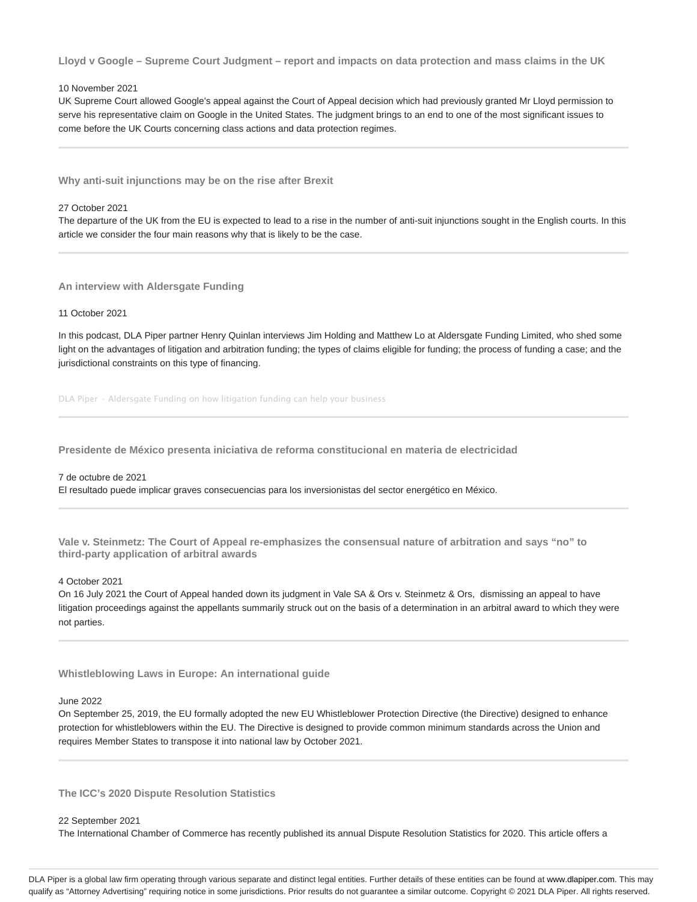### Lloyd v Google – Supreme Court Judgment – report and impacts on data protection and mass claims in the UK

10 November 2021

UK Supreme Court allowed Google's appeal against the Court of Appeal decision which had previously granted Mr Lloyd permission to serve his representative claim on Google in the United States. The judgment brings to an end to one of the most significant issues to come before the UK Courts concerning class actions and data protection regimes.

---

### Why anti-suit injunctions may be on the rise after Brexit

27 October 2021

The departure of the UK from the EU is expected to lead to a rise in the number of anti-suit injunctions sought in the English courts. In this article we consider the four main reasons why that is likely to be the case.

---

### An interview with Aldersgate Funding

11 October 2021

In this podcast, DLA Piper partner Henry Quinlan interviews Jim Holding and Matthew Lo at Aldersgate Funding Limited, who shed some light on the advantages of litigation and arbitration funding; the types of claims eligible for funding; the process of funding a case; and the jurisdictional constraints on this type of financing.

DLA Piper · Aldersgate Funding on how litigation funding can help your business

---

### Presidente de México presenta iniciativa de reforma constitucional en materia de electricidad

7 de octubre de 2021

El resultado puede implicar graves consecuencias para los inversionistas del sector energético en México.

---

### Vale v. Steinmetz: The Court of Appeal re-emphasizes the consensual nature of arbitration and says "no" to third-party application of arbitral awards

4 October 2021

On 16 July 2021 the Court of Appeal handed down its judgment in Vale SA & Ors v. Steinmetz & Ors, dismissing an appeal to have litigation proceedings against the appellants summarily struck out on the basis of a determination in an arbitral award to which they were not parties.

---

### Whistleblowing Laws in Europe: An international guide

June 2022

On September 25, 2019, the EU formally adopted the new EU Whistleblower Protection Directive (the Directive) designed to enhance protection for whistleblowers within the EU. The Directive is designed to provide common minimum standards across the Union and requires Member States to transpose it into national law by October 2021.

---

### The ICC's 2020 Dispute Resolution Statistics

22 September 2021

The International Chamber of Commerce has recently published its annual Dispute Resolution Statistics for 2020. This article offers a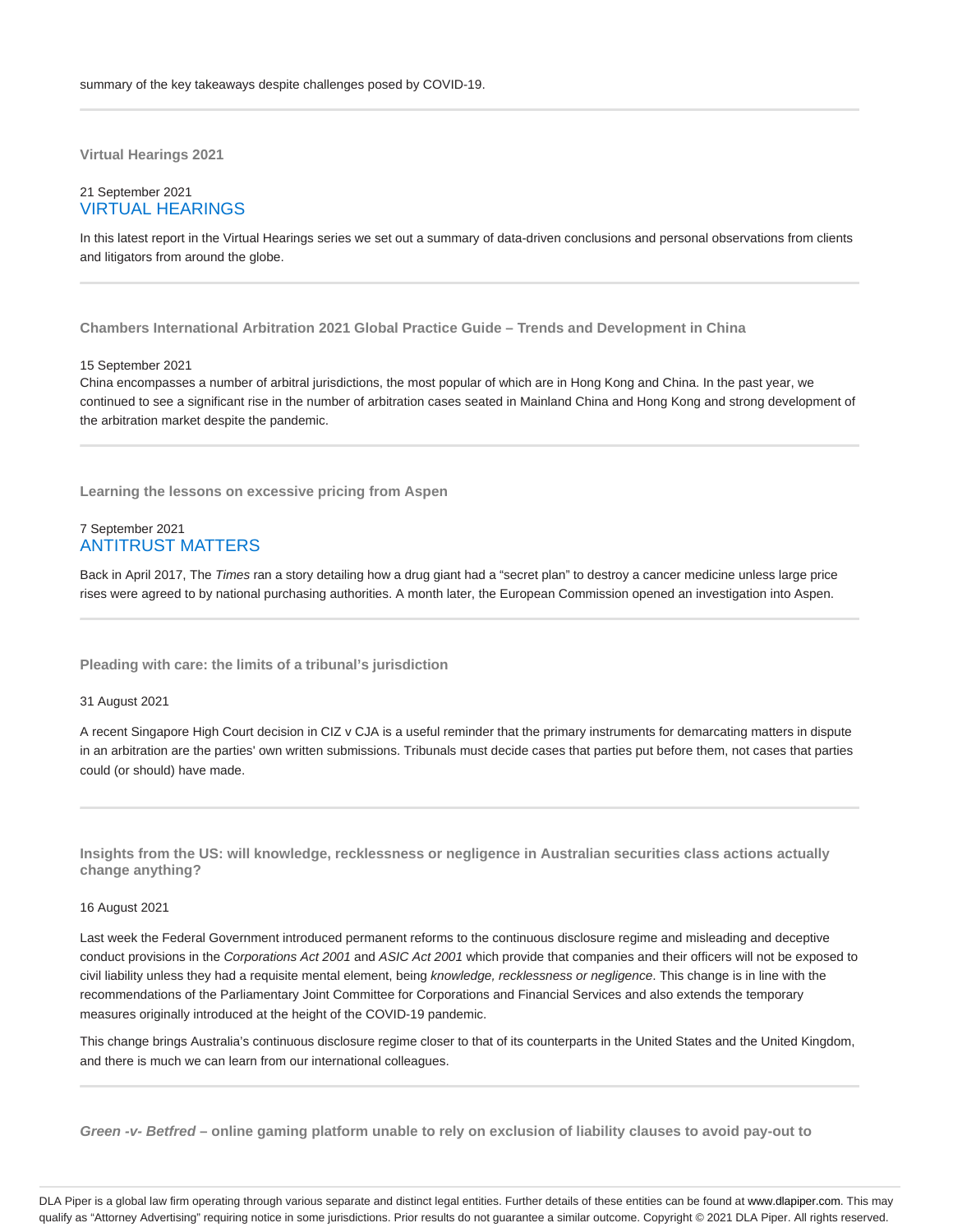summary of the key takeaways despite challenges posed by COVID-19.

---

### Virtual Hearings 2021

21 September 2021
VIRTUAL HEARINGS

In this latest report in the Virtual Hearings series we set out a summary of data-driven conclusions and personal observations from clients and litigators from around the globe.

---

### Chambers International Arbitration 2021 Global Practice Guide – Trends and Development in China

15 September 2021
China encompasses a number of arbitral jurisdictions, the most popular of which are in Hong Kong and China. In the past year, we continued to see a significant rise in the number of arbitration cases seated in Mainland China and Hong Kong and strong development of the arbitration market despite the pandemic.

---

### Learning the lessons on excessive pricing from Aspen

7 September 2021
ANTITRUST MATTERS

Back in April 2017, The *Times* ran a story detailing how a drug giant had a "secret plan" to destroy a cancer medicine unless large price rises were agreed to by national purchasing authorities. A month later, the European Commission opened an investigation into Aspen.

---

### Pleading with care: the limits of a tribunal's jurisdiction

31 August 2021

A recent Singapore High Court decision in CIZ v CJA is a useful reminder that the primary instruments for demarcating matters in dispute in an arbitration are the parties' own written submissions. Tribunals must decide cases that parties put before them, not cases that parties could (or should) have made.

---

### Insights from the US: will knowledge, recklessness or negligence in Australian securities class actions actually change anything?

16 August 2021

Last week the Federal Government introduced permanent reforms to the continuous disclosure regime and misleading and deceptive conduct provisions in the *Corporations Act 2001* and *ASIC Act 2001* which provide that companies and their officers will not be exposed to civil liability unless they had a requisite mental element, being *knowledge, recklessness or negligence*. This change is in line with the recommendations of the Parliamentary Joint Committee for Corporations and Financial Services and also extends the temporary measures originally introduced at the height of the COVID-19 pandemic.

This change brings Australia's continuous disclosure regime closer to that of its counterparts in the United States and the United Kingdom, and there is much we can learn from our international colleagues.

---

### *Green -v- Betfred* – online gaming platform unable to rely on exclusion of liability clauses to avoid pay-out to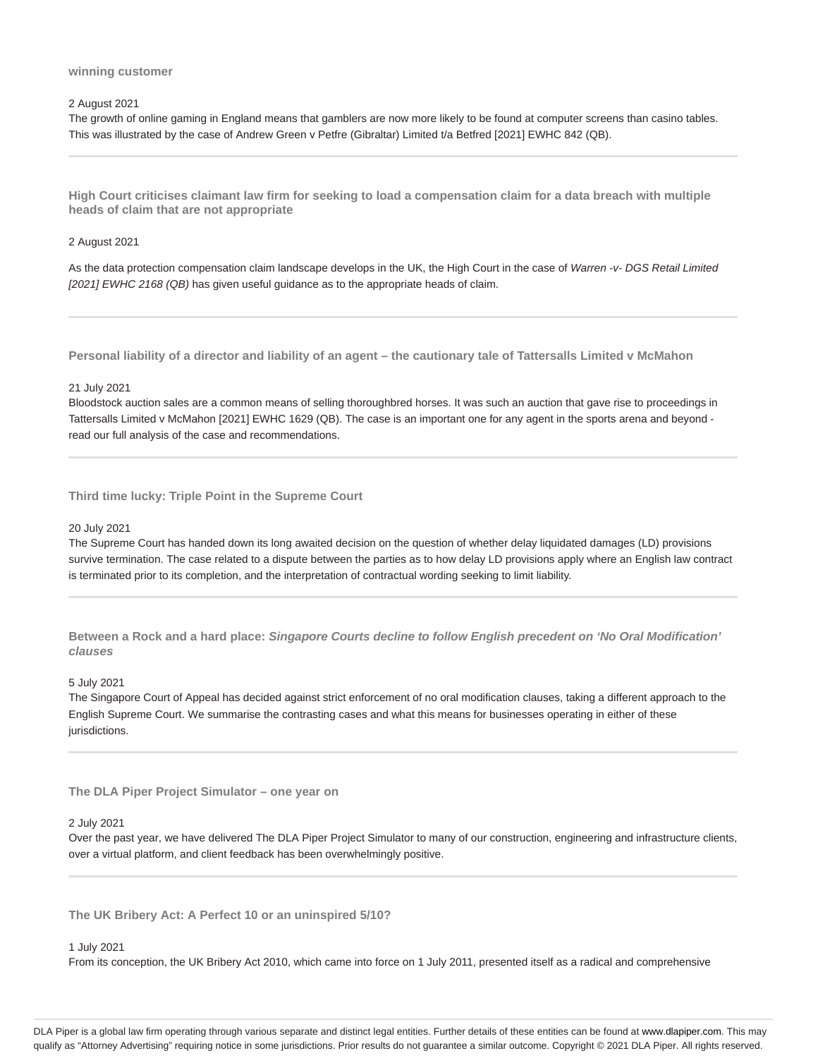**winning customer**

2 August 2021

The growth of online gaming in England means that gamblers are now more likely to be found at computer screens than casino tables. This was illustrated by the case of Andrew Green v Petfre (Gibraltar) Limited t/a Betfred [2021] EWHC 842 (QB).

---

**High Court criticises claimant law firm for seeking to load a compensation claim for a data breach with multiple heads of claim that are not appropriate**

2 August 2021

As the data protection compensation claim landscape develops in the UK, the High Court in the case of *Warren -v- DGS Retail Limited [2021] EWHC 2168 (QB)* has given useful guidance as to the appropriate heads of claim.

---

**Personal liability of a director and liability of an agent – the cautionary tale of Tattersalls Limited v McMahon**

21 July 2021

Bloodstock auction sales are a common means of selling thoroughbred horses. It was such an auction that gave rise to proceedings in Tattersalls Limited v McMahon [2021] EWHC 1629 (QB). The case is an important one for any agent in the sports arena and beyond - read our full analysis of the case and recommendations.

---

**Third time lucky: Triple Point in the Supreme Court**

20 July 2021

The Supreme Court has handed down its long awaited decision on the question of whether delay liquidated damages (LD) provisions survive termination. The case related to a dispute between the parties as to how delay LD provisions apply where an English law contract is terminated prior to its completion, and the interpretation of contractual wording seeking to limit liability.

---

**Between a Rock and a hard place: *Singapore Courts decline to follow English precedent on 'No Oral Modification' clauses***

5 July 2021

The Singapore Court of Appeal has decided against strict enforcement of no oral modification clauses, taking a different approach to the English Supreme Court. We summarise the contrasting cases and what this means for businesses operating in either of these jurisdictions.

---

**The DLA Piper Project Simulator – one year on**

2 July 2021

Over the past year, we have delivered The DLA Piper Project Simulator to many of our construction, engineering and infrastructure clients, over a virtual platform, and client feedback has been overwhelmingly positive.

---

**The UK Bribery Act: A Perfect 10 or an uninspired 5/10?**

1 July 2021

From its conception, the UK Bribery Act 2010, which came into force on 1 July 2011, presented itself as a radical and comprehensive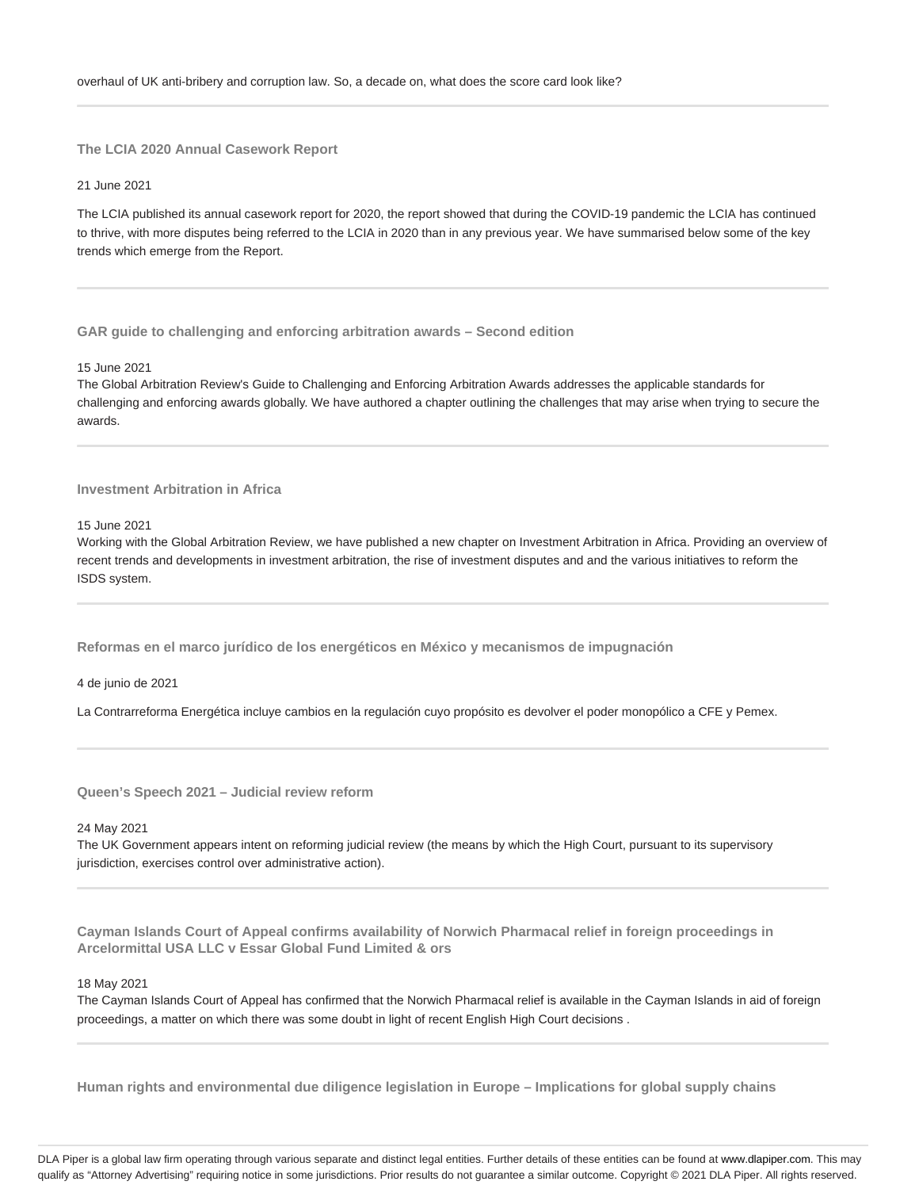overhaul of UK anti-bribery and corruption law. So, a decade on, what does the score card look like?

---

### The LCIA 2020 Annual Casework Report

21 June 2021

The LCIA published its annual casework report for 2020, the report showed that during the COVID-19 pandemic the LCIA has continued to thrive, with more disputes being referred to the LCIA in 2020 than in any previous year. We have summarised below some of the key trends which emerge from the Report.

---

### GAR guide to challenging and enforcing arbitration awards – Second edition

15 June 2021

The Global Arbitration Review's Guide to Challenging and Enforcing Arbitration Awards addresses the applicable standards for challenging and enforcing awards globally. We have authored a chapter outlining the challenges that may arise when trying to secure the awards.

---

### Investment Arbitration in Africa

15 June 2021

Working with the Global Arbitration Review, we have published a new chapter on Investment Arbitration in Africa. Providing an overview of recent trends and developments in investment arbitration, the rise of investment disputes and and the various initiatives to reform the ISDS system.

---

### Reformas en el marco jurídico de los energéticos en México y mecanismos de impugnación

4 de junio de 2021

La Contrarreforma Energética incluye cambios en la regulación cuyo propósito es devolver el poder monopólico a CFE y Pemex.

---

### Queen's Speech 2021 – Judicial review reform

24 May 2021

The UK Government appears intent on reforming judicial review (the means by which the High Court, pursuant to its supervisory jurisdiction, exercises control over administrative action).

---

### Cayman Islands Court of Appeal confirms availability of Norwich Pharmacal relief in foreign proceedings in Arcelormittal USA LLC v Essar Global Fund Limited & ors

18 May 2021

The Cayman Islands Court of Appeal has confirmed that the Norwich Pharmacal relief is available in the Cayman Islands in aid of foreign proceedings, a matter on which there was some doubt in light of recent English High Court decisions .

---

### Human rights and environmental due diligence legislation in Europe – Implications for global supply chains

DLA Piper is a global law firm operating through various separate and distinct legal entities. Further details of these entities can be found at www.dlapiper.com. This may qualify as "Attorney Advertising" requiring notice in some jurisdictions. Prior results do not guarantee a similar outcome. Copyright © 2021 DLA Piper. All rights reserved.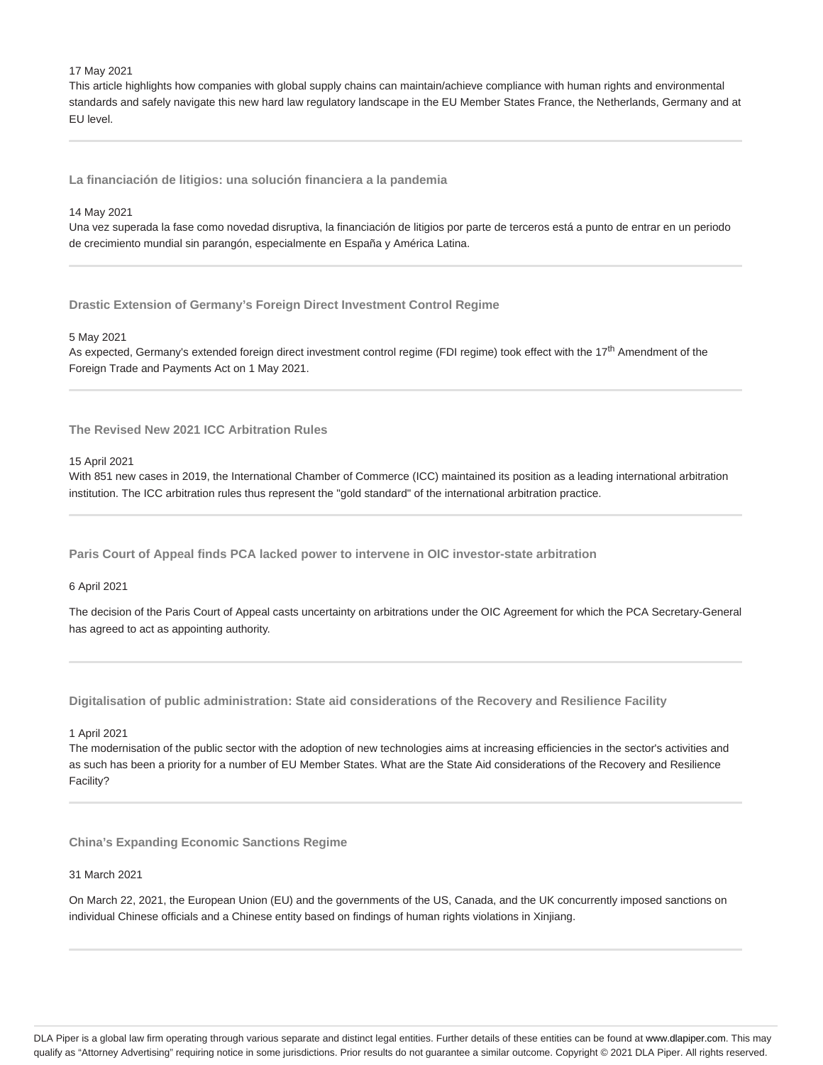17 May 2021

This article highlights how companies with global supply chains can maintain/achieve compliance with human rights and environmental standards and safely navigate this new hard law regulatory landscape in the EU Member States France, the Netherlands, Germany and at EU level.

---

### La financiación de litigios: una solución financiera a la pandemia

14 May 2021

Una vez superada la fase como novedad disruptiva, la financiación de litigios por parte de terceros está a punto de entrar en un periodo de crecimiento mundial sin parangón, especialmente en España y América Latina.

---

### Drastic Extension of Germany's Foreign Direct Investment Control Regime

5 May 2021

As expected, Germany's extended foreign direct investment control regime (FDI regime) took effect with the 17th Amendment of the Foreign Trade and Payments Act on 1 May 2021.

---

### The Revised New 2021 ICC Arbitration Rules

15 April 2021

With 851 new cases in 2019, the International Chamber of Commerce (ICC) maintained its position as a leading international arbitration institution. The ICC arbitration rules thus represent the "gold standard" of the international arbitration practice.

---

### Paris Court of Appeal finds PCA lacked power to intervene in OIC investor-state arbitration

6 April 2021

The decision of the Paris Court of Appeal casts uncertainty on arbitrations under the OIC Agreement for which the PCA Secretary-General has agreed to act as appointing authority.

---

### Digitalisation of public administration: State aid considerations of the Recovery and Resilience Facility

1 April 2021

The modernisation of the public sector with the adoption of new technologies aims at increasing efficiencies in the sector's activities and as such has been a priority for a number of EU Member States. What are the State Aid considerations of the Recovery and Resilience Facility?

---

### China's Expanding Economic Sanctions Regime

31 March 2021

On March 22, 2021, the European Union (EU) and the governments of the US, Canada, and the UK concurrently imposed sanctions on individual Chinese officials and a Chinese entity based on findings of human rights violations in Xinjiang.

---

DLA Piper is a global law firm operating through various separate and distinct legal entities. Further details of these entities can be found at www.dlapiper.com. This may qualify as "Attorney Advertising" requiring notice in some jurisdictions. Prior results do not guarantee a similar outcome. Copyright © 2021 DLA Piper. All rights reserved.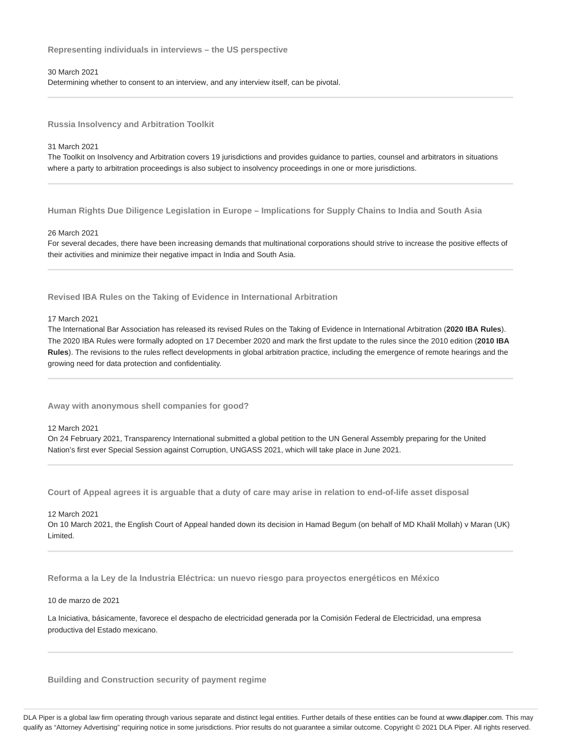### Representing individuals in interviews – the US perspective

30 March 2021

Determining whether to consent to an interview, and any interview itself, can be pivotal.

---

### Russia Insolvency and Arbitration Toolkit

31 March 2021

The Toolkit on Insolvency and Arbitration covers 19 jurisdictions and provides guidance to parties, counsel and arbitrators in situations where a party to arbitration proceedings is also subject to insolvency proceedings in one or more jurisdictions.

---

### Human Rights Due Diligence Legislation in Europe – Implications for Supply Chains to India and South Asia

26 March 2021

For several decades, there have been increasing demands that multinational corporations should strive to increase the positive effects of their activities and minimize their negative impact in India and South Asia.

---

### Revised IBA Rules on the Taking of Evidence in International Arbitration

17 March 2021

The International Bar Association has released its revised Rules on the Taking of Evidence in International Arbitration (**2020 IBA Rules**). The 2020 IBA Rules were formally adopted on 17 December 2020 and mark the first update to the rules since the 2010 edition (**2010 IBA Rules**). The revisions to the rules reflect developments in global arbitration practice, including the emergence of remote hearings and the growing need for data protection and confidentiality.

---

### Away with anonymous shell companies for good?

12 March 2021

On 24 February 2021, Transparency International submitted a global petition to the UN General Assembly preparing for the United Nation's first ever Special Session against Corruption, UNGASS 2021, which will take place in June 2021.

---

### Court of Appeal agrees it is arguable that a duty of care may arise in relation to end-of-life asset disposal

12 March 2021

On 10 March 2021, the English Court of Appeal handed down its decision in Hamad Begum (on behalf of MD Khalil Mollah) v Maran (UK) Limited.

---

### Reforma a la Ley de la Industria Eléctrica: un nuevo riesgo para proyectos energéticos en México

10 de marzo de 2021

La Iniciativa, básicamente, favorece el despacho de electricidad generada por la Comisión Federal de Electricidad, una empresa productiva del Estado mexicano.

---

### Building and Construction security of payment regime

DLA Piper is a global law firm operating through various separate and distinct legal entities. Further details of these entities can be found at www.dlapiper.com. This may qualify as "Attorney Advertising" requiring notice in some jurisdictions. Prior results do not guarantee a similar outcome. Copyright © 2021 DLA Piper. All rights reserved.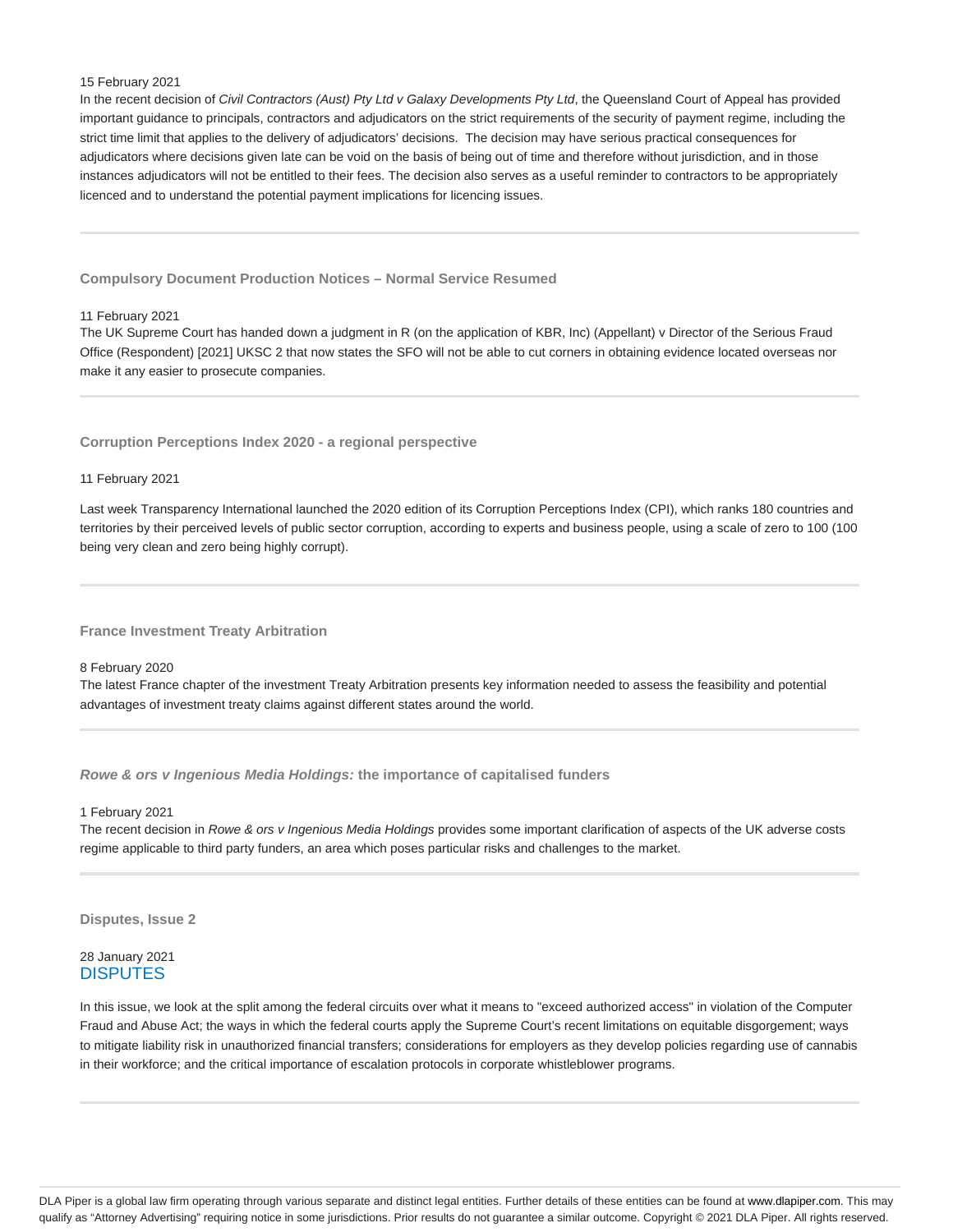15 February 2021

In the recent decision of *Civil Contractors (Aust) Pty Ltd v Galaxy Developments Pty Ltd*, the Queensland Court of Appeal has provided important guidance to principals, contractors and adjudicators on the strict requirements of the security of payment regime, including the strict time limit that applies to the delivery of adjudicators' decisions. The decision may have serious practical consequences for adjudicators where decisions given late can be void on the basis of being out of time and therefore without jurisdiction, and in those instances adjudicators will not be entitled to their fees. The decision also serves as a useful reminder to contractors to be appropriately licenced and to understand the potential payment implications for licencing issues.

---

### Compulsory Document Production Notices – Normal Service Resumed

11 February 2021

The UK Supreme Court has handed down a judgment in R (on the application of KBR, Inc) (Appellant) v Director of the Serious Fraud Office (Respondent) [2021] UKSC 2 that now states the SFO will not be able to cut corners in obtaining evidence located overseas nor make it any easier to prosecute companies.

---

### Corruption Perceptions Index 2020 - a regional perspective

11 February 2021

Last week Transparency International launched the 2020 edition of its Corruption Perceptions Index (CPI), which ranks 180 countries and territories by their perceived levels of public sector corruption, according to experts and business people, using a scale of zero to 100 (100 being very clean and zero being highly corrupt).

---

### France Investment Treaty Arbitration

8 February 2020

The latest France chapter of the investment Treaty Arbitration presents key information needed to assess the feasibility and potential advantages of investment treaty claims against different states around the world.

---

### *Rowe & ors v Ingenious Media Holdings:* the importance of capitalised funders

1 February 2021

The recent decision in *Rowe & ors v Ingenious Media Holdings* provides some important clarification of aspects of the UK adverse costs regime applicable to third party funders, an area which poses particular risks and challenges to the market.

---

### Disputes, Issue 2

28 January 2021

DISPUTES

In this issue, we look at the split among the federal circuits over what it means to "exceed authorized access" in violation of the Computer Fraud and Abuse Act; the ways in which the federal courts apply the Supreme Court's recent limitations on equitable disgorgement; ways to mitigate liability risk in unauthorized financial transfers; considerations for employers as they develop policies regarding use of cannabis in their workforce; and the critical importance of escalation protocols in corporate whistleblower programs.

---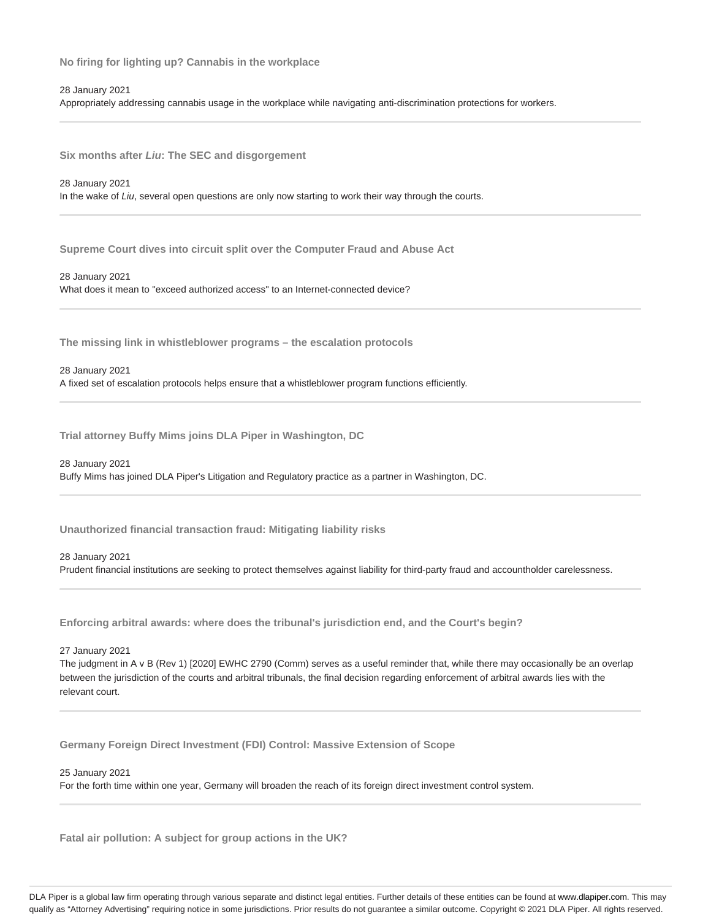**No firing for lighting up? Cannabis in the workplace**

28 January 2021

Appropriately addressing cannabis usage in the workplace while navigating anti-discrimination protections for workers.

---

**Six months after *Liu*: The SEC and disgorgement**

28 January 2021

In the wake of *Liu*, several open questions are only now starting to work their way through the courts.

---

**Supreme Court dives into circuit split over the Computer Fraud and Abuse Act**

28 January 2021

What does it mean to "exceed authorized access" to an Internet-connected device?

---

**The missing link in whistleblower programs – the escalation protocols**

28 January 2021

A fixed set of escalation protocols helps ensure that a whistleblower program functions efficiently.

---

**Trial attorney Buffy Mims joins DLA Piper in Washington, DC**

28 January 2021

Buffy Mims has joined DLA Piper's Litigation and Regulatory practice as a partner in Washington, DC.

---

**Unauthorized financial transaction fraud: Mitigating liability risks**

28 January 2021

Prudent financial institutions are seeking to protect themselves against liability for third-party fraud and accountholder carelessness.

---

**Enforcing arbitral awards: where does the tribunal's jurisdiction end, and the Court's begin?**

27 January 2021

The judgment in A v B (Rev 1) [2020] EWHC 2790 (Comm) serves as a useful reminder that, while there may occasionally be an overlap between the jurisdiction of the courts and arbitral tribunals, the final decision regarding enforcement of arbitral awards lies with the relevant court.

---

**Germany Foreign Direct Investment (FDI) Control: Massive Extension of Scope**

25 January 2021

For the forth time within one year, Germany will broaden the reach of its foreign direct investment control system.

---

**Fatal air pollution: A subject for group actions in the UK?**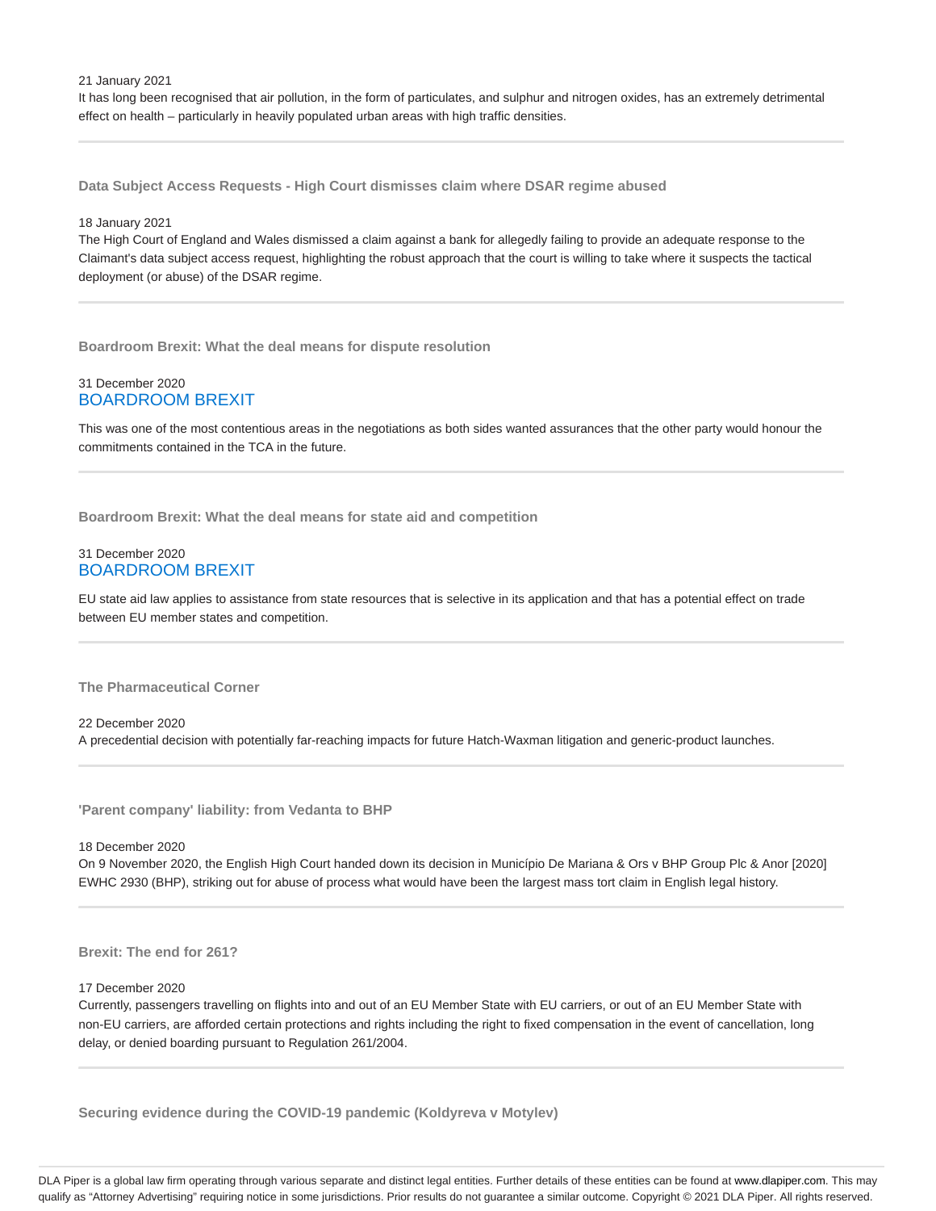21 January 2021

It has long been recognised that air pollution, in the form of particulates, and sulphur and nitrogen oxides, has an extremely detrimental effect on health – particularly in heavily populated urban areas with high traffic densities.

---

### Data Subject Access Requests - High Court dismisses claim where DSAR regime abused

18 January 2021

The High Court of England and Wales dismissed a claim against a bank for allegedly failing to provide an adequate response to the Claimant's data subject access request, highlighting the robust approach that the court is willing to take where it suspects the tactical deployment (or abuse) of the DSAR regime.

---

### Boardroom Brexit: What the deal means for dispute resolution

31 December 2020

BOARDROOM BREXIT

This was one of the most contentious areas in the negotiations as both sides wanted assurances that the other party would honour the commitments contained in the TCA in the future.

---

### Boardroom Brexit: What the deal means for state aid and competition

31 December 2020

BOARDROOM BREXIT

EU state aid law applies to assistance from state resources that is selective in its application and that has a potential effect on trade between EU member states and competition.

---

### The Pharmaceutical Corner

22 December 2020

A precedential decision with potentially far-reaching impacts for future Hatch-Waxman litigation and generic-product launches.

---

### 'Parent company' liability: from Vedanta to BHP

18 December 2020

On 9 November 2020, the English High Court handed down its decision in Município De Mariana & Ors v BHP Group Plc & Anor [2020] EWHC 2930 (BHP), striking out for abuse of process what would have been the largest mass tort claim in English legal history.

---

### Brexit: The end for 261?

17 December 2020

Currently, passengers travelling on flights into and out of an EU Member State with EU carriers, or out of an EU Member State with non-EU carriers, are afforded certain protections and rights including the right to fixed compensation in the event of cancellation, long delay, or denied boarding pursuant to Regulation 261/2004.

---

### Securing evidence during the COVID-19 pandemic (Koldyreva v Motylev)

DLA Piper is a global law firm operating through various separate and distinct legal entities. Further details of these entities can be found at www.dlapiper.com. This may qualify as "Attorney Advertising" requiring notice in some jurisdictions. Prior results do not guarantee a similar outcome. Copyright © 2021 DLA Piper. All rights reserved.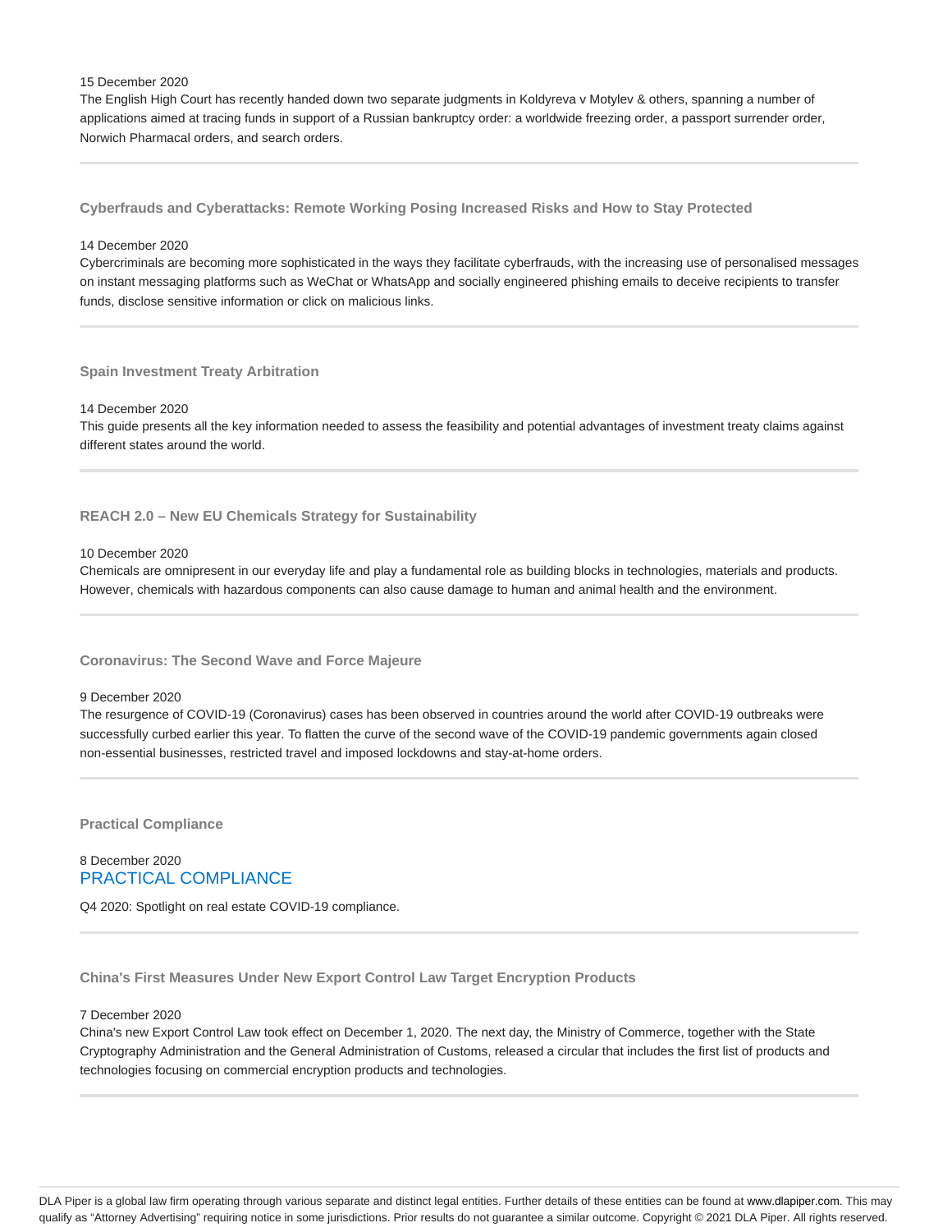15 December 2020

The English High Court has recently handed down two separate judgments in Koldyreva v Motylev & others, spanning a number of applications aimed at tracing funds in support of a Russian bankruptcy order: a worldwide freezing order, a passport surrender order, Norwich Pharmacal orders, and search orders.

---

### Cyberfrauds and Cyberattacks: Remote Working Posing Increased Risks and How to Stay Protected

14 December 2020

Cybercriminals are becoming more sophisticated in the ways they facilitate cyberfrauds, with the increasing use of personalised messages on instant messaging platforms such as WeChat or WhatsApp and socially engineered phishing emails to deceive recipients to transfer funds, disclose sensitive information or click on malicious links.

---

### Spain Investment Treaty Arbitration

14 December 2020

This guide presents all the key information needed to assess the feasibility and potential advantages of investment treaty claims against different states around the world.

---

### REACH 2.0 – New EU Chemicals Strategy for Sustainability

10 December 2020

Chemicals are omnipresent in our everyday life and play a fundamental role as building blocks in technologies, materials and products. However, chemicals with hazardous components can also cause damage to human and animal health and the environment.

---

### Coronavirus: The Second Wave and Force Majeure

9 December 2020

The resurgence of COVID-19 (Coronavirus) cases has been observed in countries around the world after COVID-19 outbreaks were successfully curbed earlier this year. To flatten the curve of the second wave of the COVID-19 pandemic governments again closed non-essential businesses, restricted travel and imposed lockdowns and stay-at-home orders.

---

### Practical Compliance

8 December 2020

PRACTICAL COMPLIANCE

Q4 2020: Spotlight on real estate COVID-19 compliance.

---

### China's First Measures Under New Export Control Law Target Encryption Products

7 December 2020

China's new Export Control Law took effect on December 1, 2020. The next day, the Ministry of Commerce, together with the State Cryptography Administration and the General Administration of Customs, released a circular that includes the first list of products and technologies focusing on commercial encryption products and technologies.

---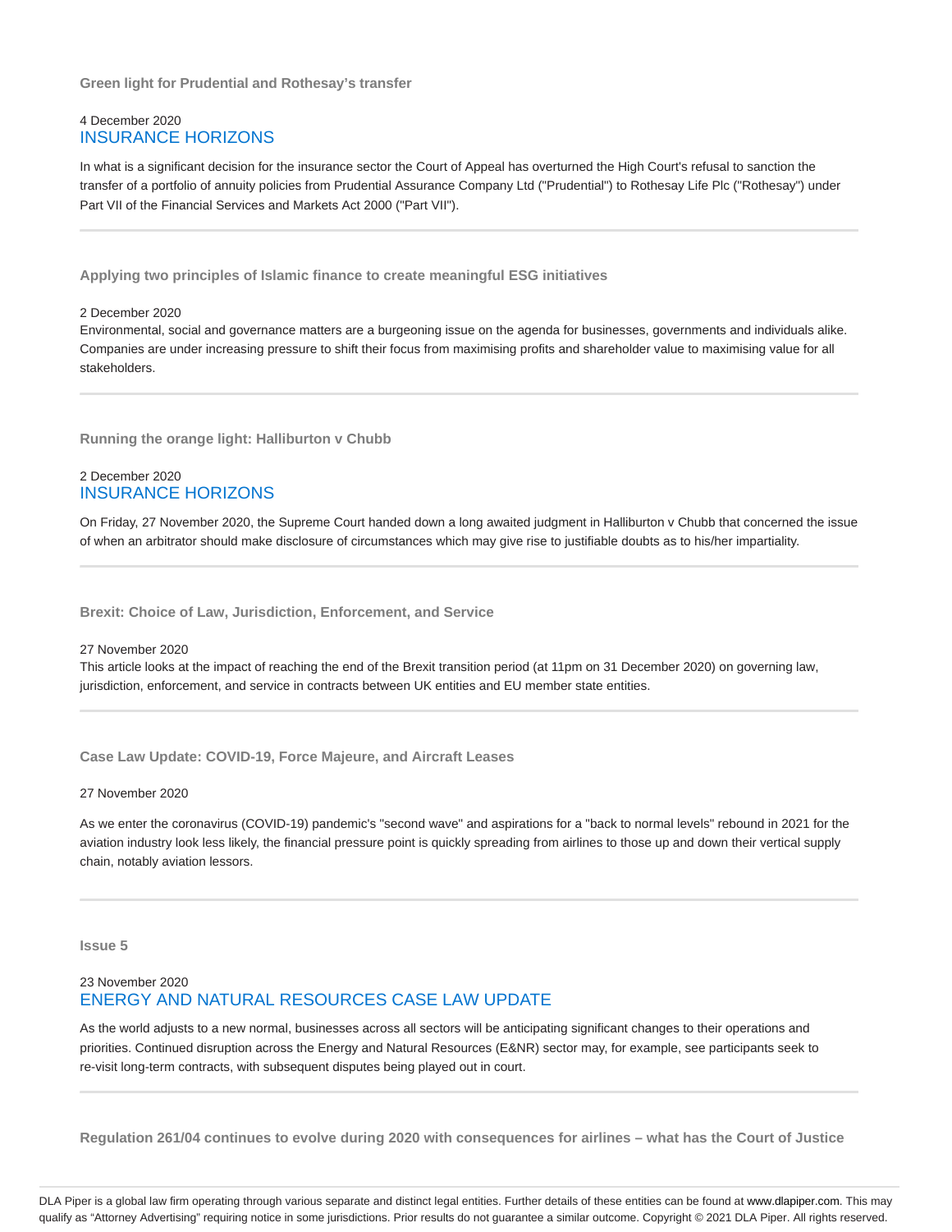### Green light for Prudential and Rothesay's transfer

4 December 2020

INSURANCE HORIZONS

In what is a significant decision for the insurance sector the Court of Appeal has overturned the High Court's refusal to sanction the transfer of a portfolio of annuity policies from Prudential Assurance Company Ltd ("Prudential") to Rothesay Life Plc ("Rothesay") under Part VII of the Financial Services and Markets Act 2000 ("Part VII").

---

### Applying two principles of Islamic finance to create meaningful ESG initiatives

2 December 2020

Environmental, social and governance matters are a burgeoning issue on the agenda for businesses, governments and individuals alike. Companies are under increasing pressure to shift their focus from maximising profits and shareholder value to maximising value for all stakeholders.

---

### Running the orange light: Halliburton v Chubb

2 December 2020

INSURANCE HORIZONS

On Friday, 27 November 2020, the Supreme Court handed down a long awaited judgment in Halliburton v Chubb that concerned the issue of when an arbitrator should make disclosure of circumstances which may give rise to justifiable doubts as to his/her impartiality.

---

### Brexit: Choice of Law, Jurisdiction, Enforcement, and Service

27 November 2020

This article looks at the impact of reaching the end of the Brexit transition period (at 11pm on 31 December 2020) on governing law, jurisdiction, enforcement, and service in contracts between UK entities and EU member state entities.

---

### Case Law Update: COVID-19, Force Majeure, and Aircraft Leases

27 November 2020

As we enter the coronavirus (COVID-19) pandemic's "second wave" and aspirations for a "back to normal levels" rebound in 2021 for the aviation industry look less likely, the financial pressure point is quickly spreading from airlines to those up and down their vertical supply chain, notably aviation lessors.

---

### Issue 5

23 November 2020

ENERGY AND NATURAL RESOURCES CASE LAW UPDATE

As the world adjusts to a new normal, businesses across all sectors will be anticipating significant changes to their operations and priorities. Continued disruption across the Energy and Natural Resources (E&NR) sector may, for example, see participants seek to re-visit long-term contracts, with subsequent disputes being played out in court.

---

### Regulation 261/04 continues to evolve during 2020 with consequences for airlines – what has the Court of Justice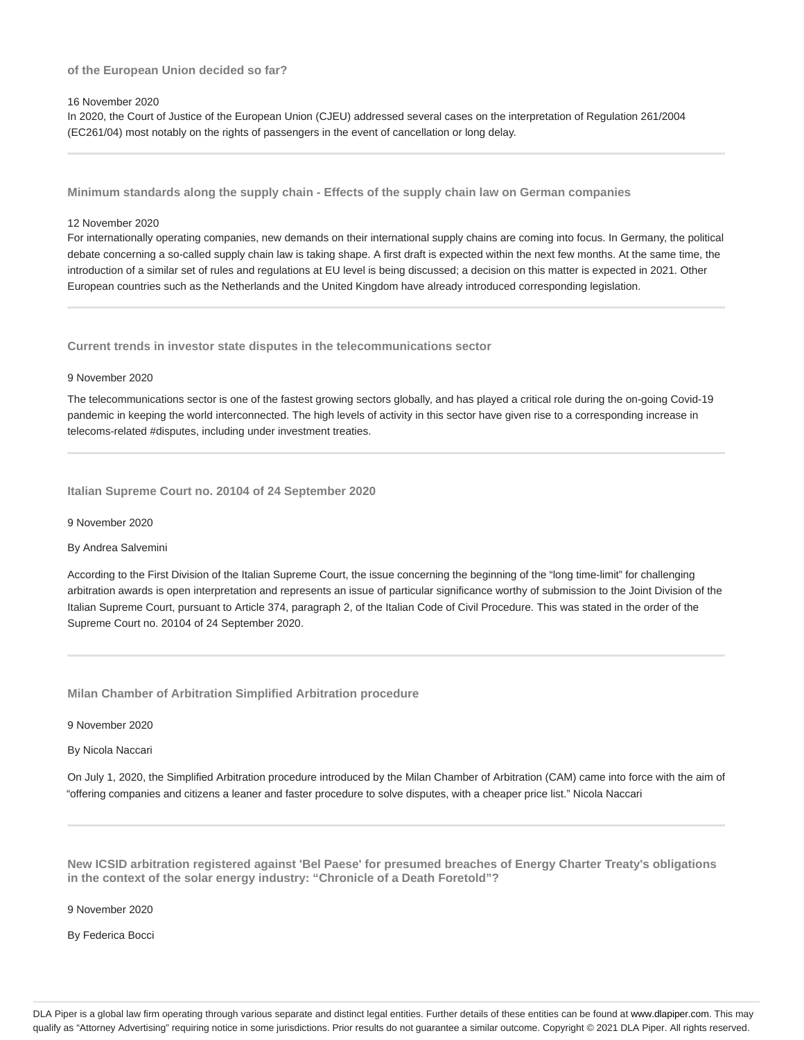### of the European Union decided so far?

16 November 2020

In 2020, the Court of Justice of the European Union (CJEU) addressed several cases on the interpretation of Regulation 261/2004 (EC261/04) most notably on the rights of passengers in the event of cancellation or long delay.

---

### Minimum standards along the supply chain - Effects of the supply chain law on German companies

12 November 2020

For internationally operating companies, new demands on their international supply chains are coming into focus. In Germany, the political debate concerning a so-called supply chain law is taking shape. A first draft is expected within the next few months. At the same time, the introduction of a similar set of rules and regulations at EU level is being discussed; a decision on this matter is expected in 2021. Other European countries such as the Netherlands and the United Kingdom have already introduced corresponding legislation.

---

### Current trends in investor state disputes in the telecommunications sector

9 November 2020

The telecommunications sector is one of the fastest growing sectors globally, and has played a critical role during the on-going Covid-19 pandemic in keeping the world interconnected. The high levels of activity in this sector have given rise to a corresponding increase in telecoms-related #disputes, including under investment treaties.

---

### Italian Supreme Court no. 20104 of 24 September 2020

9 November 2020

By Andrea Salvemini

According to the First Division of the Italian Supreme Court, the issue concerning the beginning of the "long time-limit" for challenging arbitration awards is open interpretation and represents an issue of particular significance worthy of submission to the Joint Division of the Italian Supreme Court, pursuant to Article 374, paragraph 2, of the Italian Code of Civil Procedure. This was stated in the order of the Supreme Court no. 20104 of 24 September 2020.

---

### Milan Chamber of Arbitration Simplified Arbitration procedure

9 November 2020

By Nicola Naccari

On July 1, 2020, the Simplified Arbitration procedure introduced by the Milan Chamber of Arbitration (CAM) came into force with the aim of "offering companies and citizens a leaner and faster procedure to solve disputes, with a cheaper price list." Nicola Naccari

---

### New ICSID arbitration registered against 'Bel Paese' for presumed breaches of Energy Charter Treaty's obligations in the context of the solar energy industry: "Chronicle of a Death Foretold"?

9 November 2020

By Federica Bocci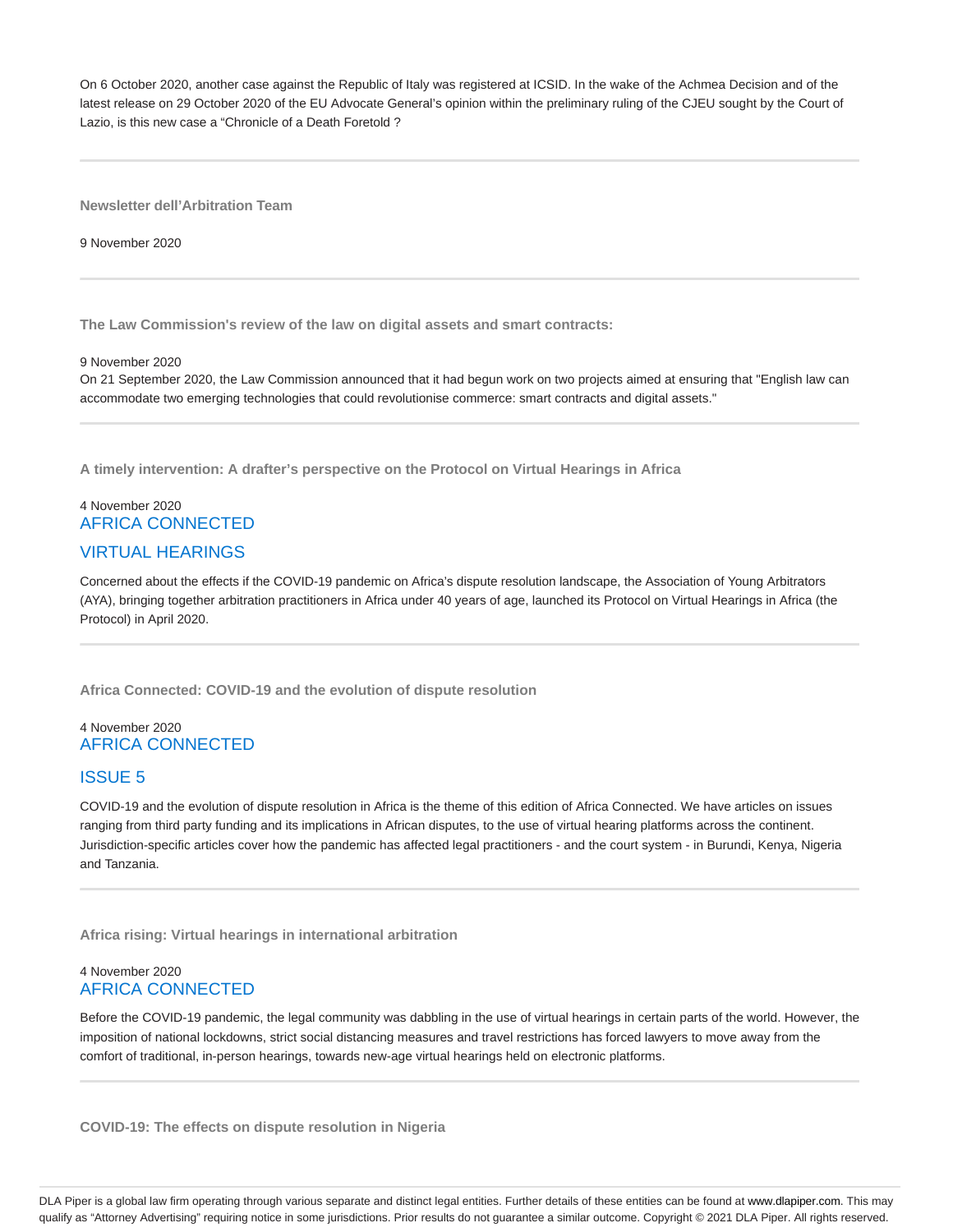On 6 October 2020, another case against the Republic of Italy was registered at ICSID. In the wake of the Achmea Decision and of the latest release on 29 October 2020 of the EU Advocate General's opinion within the preliminary ruling of the CJEU sought by the Court of Lazio, is this new case a "Chronicle of a Death Foretold ?

---

**Newsletter dell'Arbitration Team**

9 November 2020

---

**The Law Commission's review of the law on digital assets and smart contracts:**

9 November 2020

On 21 September 2020, the Law Commission announced that it had begun work on two projects aimed at ensuring that "English law can accommodate two emerging technologies that could revolutionise commerce: smart contracts and digital assets."

---

**A timely intervention: A drafter's perspective on the Protocol on Virtual Hearings in Africa**

4 November 2020

AFRICA CONNECTED

VIRTUAL HEARINGS

Concerned about the effects if the COVID-19 pandemic on Africa's dispute resolution landscape, the Association of Young Arbitrators (AYA), bringing together arbitration practitioners in Africa under 40 years of age, launched its Protocol on Virtual Hearings in Africa (the Protocol) in April 2020.

---

**Africa Connected: COVID-19 and the evolution of dispute resolution**

4 November 2020

AFRICA CONNECTED

ISSUE 5

COVID-19 and the evolution of dispute resolution in Africa is the theme of this edition of Africa Connected. We have articles on issues ranging from third party funding and its implications in African disputes, to the use of virtual hearing platforms across the continent. Jurisdiction-specific articles cover how the pandemic has affected legal practitioners - and the court system - in Burundi, Kenya, Nigeria and Tanzania.

---

**Africa rising: Virtual hearings in international arbitration**

4 November 2020

AFRICA CONNECTED

Before the COVID-19 pandemic, the legal community was dabbling in the use of virtual hearings in certain parts of the world. However, the imposition of national lockdowns, strict social distancing measures and travel restrictions has forced lawyers to move away from the comfort of traditional, in-person hearings, towards new-age virtual hearings held on electronic platforms.

---

**COVID-19: The effects on dispute resolution in Nigeria**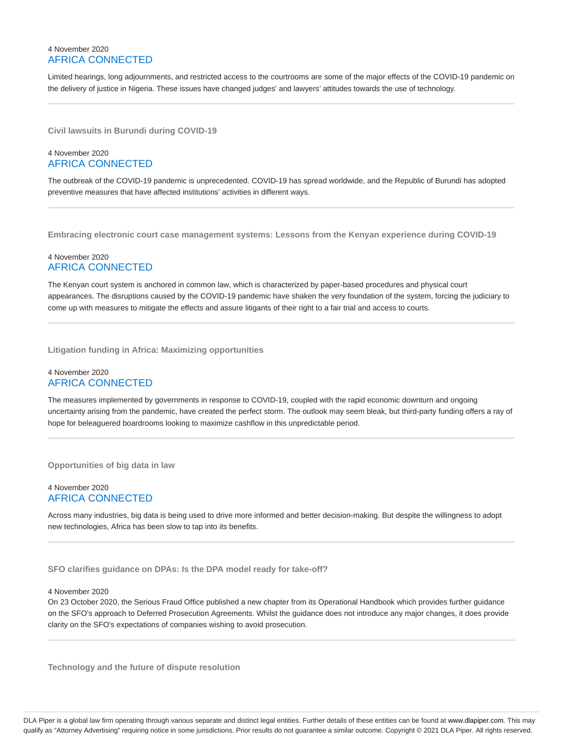4 November 2020
AFRICA CONNECTED

Limited hearings, long adjournments, and restricted access to the courtrooms are some of the major effects of the COVID-19 pandemic on the delivery of justice in Nigeria. These issues have changed judges' and lawyers' attitudes towards the use of technology.

---

**Civil lawsuits in Burundi during COVID-19**

4 November 2020
AFRICA CONNECTED

The outbreak of the COVID-19 pandemic is unprecedented. COVID-19 has spread worldwide, and the Republic of Burundi has adopted preventive measures that have affected institutions' activities in different ways.

---

**Embracing electronic court case management systems: Lessons from the Kenyan experience during COVID-19**

4 November 2020
AFRICA CONNECTED

The Kenyan court system is anchored in common law, which is characterized by paper-based procedures and physical court appearances. The disruptions caused by the COVID-19 pandemic have shaken the very foundation of the system, forcing the judiciary to come up with measures to mitigate the effects and assure litigants of their right to a fair trial and access to courts.

---

**Litigation funding in Africa: Maximizing opportunities**

4 November 2020
AFRICA CONNECTED

The measures implemented by governments in response to COVID-19, coupled with the rapid economic downturn and ongoing uncertainty arising from the pandemic, have created the perfect storm. The outlook may seem bleak, but third-party funding offers a ray of hope for beleaguered boardrooms looking to maximize cashflow in this unpredictable period.

---

**Opportunities of big data in law**

4 November 2020
AFRICA CONNECTED

Across many industries, big data is being used to drive more informed and better decision-making. But despite the willingness to adopt new technologies, Africa has been slow to tap into its benefits.

---

**SFO clarifies guidance on DPAs: Is the DPA model ready for take-off?**

4 November 2020

On 23 October 2020, the Serious Fraud Office published a new chapter from its Operational Handbook which provides further guidance on the SFO's approach to Deferred Prosecution Agreements. Whilst the guidance does not introduce any major changes, it does provide clarity on the SFO's expectations of companies wishing to avoid prosecution.

---

**Technology and the future of dispute resolution**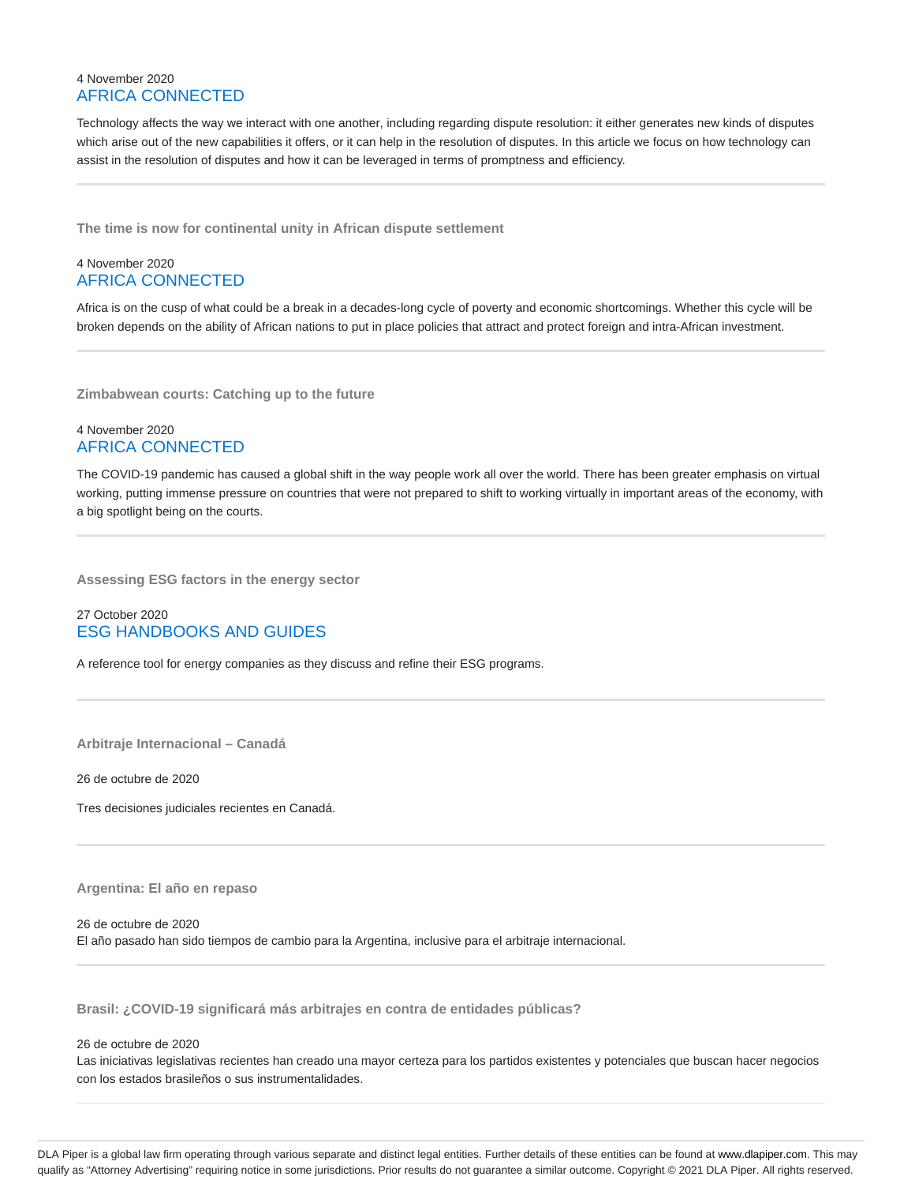4 November 2020
AFRICA CONNECTED

Technology affects the way we interact with one another, including regarding dispute resolution: it either generates new kinds of disputes which arise out of the new capabilities it offers, or it can help in the resolution of disputes. In this article we focus on how technology can assist in the resolution of disputes and how it can be leveraged in terms of promptness and efficiency.

---

**The time is now for continental unity in African dispute settlement**

4 November 2020
AFRICA CONNECTED

Africa is on the cusp of what could be a break in a decades-long cycle of poverty and economic shortcomings. Whether this cycle will be broken depends on the ability of African nations to put in place policies that attract and protect foreign and intra-African investment.

---

**Zimbabwean courts: Catching up to the future**

4 November 2020
AFRICA CONNECTED

The COVID-19 pandemic has caused a global shift in the way people work all over the world. There has been greater emphasis on virtual working, putting immense pressure on countries that were not prepared to shift to working virtually in important areas of the economy, with a big spotlight being on the courts.

---

**Assessing ESG factors in the energy sector**

27 October 2020
ESG HANDBOOKS AND GUIDES

A reference tool for energy companies as they discuss and refine their ESG programs.

---

**Arbitraje Internacional – Canadá**

26 de octubre de 2020

Tres decisiones judiciales recientes en Canadá.

---

**Argentina: El año en repaso**

26 de octubre de 2020
El año pasado han sido tiempos de cambio para la Argentina, inclusive para el arbitraje internacional.

---

**Brasil: ¿COVID-19 significará más arbitrajes en contra de entidades públicas?**

26 de octubre de 2020
Las iniciativas legislativas recientes han creado una mayor certeza para los partidos existentes y potenciales que buscan hacer negocios con los estados brasileños o sus instrumentalidades.

---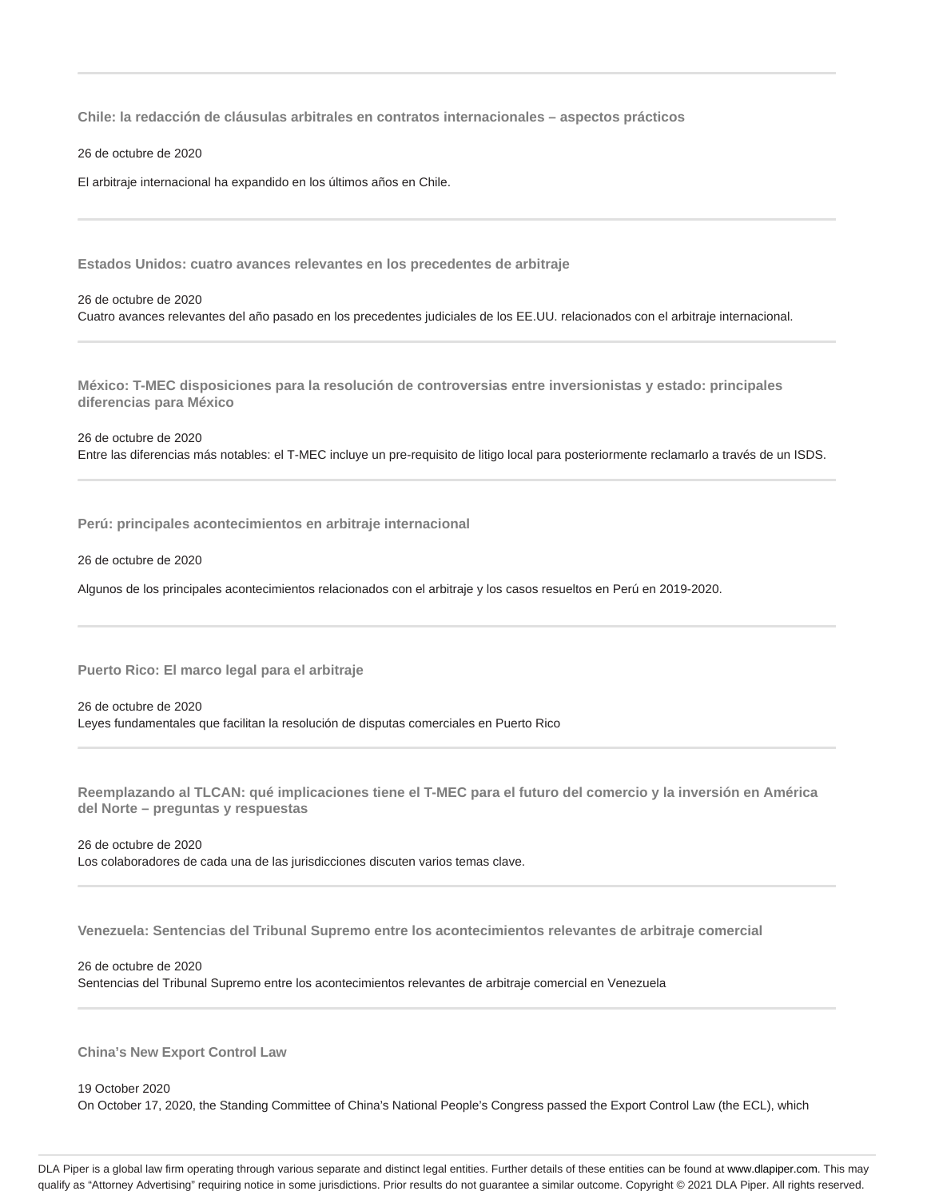---

**Chile: la redacción de cláusulas arbitrales en contratos internacionales – aspectos prácticos**

26 de octubre de 2020

El arbitraje internacional ha expandido en los últimos años en Chile.

---

**Estados Unidos: cuatro avances relevantes en los precedentes de arbitraje**

26 de octubre de 2020

Cuatro avances relevantes del año pasado en los precedentes judiciales de los EE.UU. relacionados con el arbitraje internacional.

---

**México: T-MEC disposiciones para la resolución de controversias entre inversionistas y estado: principales diferencias para México**

26 de octubre de 2020

Entre las diferencias más notables: el T-MEC incluye un pre-requisito de litigo local para posteriormente reclamarlo a través de un ISDS.

---

**Perú: principales acontecimientos en arbitraje internacional**

26 de octubre de 2020

Algunos de los principales acontecimientos relacionados con el arbitraje y los casos resueltos en Perú en 2019-2020.

---

**Puerto Rico: El marco legal para el arbitraje**

26 de octubre de 2020

Leyes fundamentales que facilitan la resolución de disputas comerciales en Puerto Rico

---

**Reemplazando al TLCAN: qué implicaciones tiene el T-MEC para el futuro del comercio y la inversión en América del Norte – preguntas y respuestas**

26 de octubre de 2020

Los colaboradores de cada una de las jurisdicciones discuten varios temas clave.

---

**Venezuela: Sentencias del Tribunal Supremo entre los acontecimientos relevantes de arbitraje comercial**

26 de octubre de 2020

Sentencias del Tribunal Supremo entre los acontecimientos relevantes de arbitraje comercial en Venezuela

---

**China's New Export Control Law**

19 October 2020

On October 17, 2020, the Standing Committee of China's National People's Congress passed the Export Control Law (the ECL), which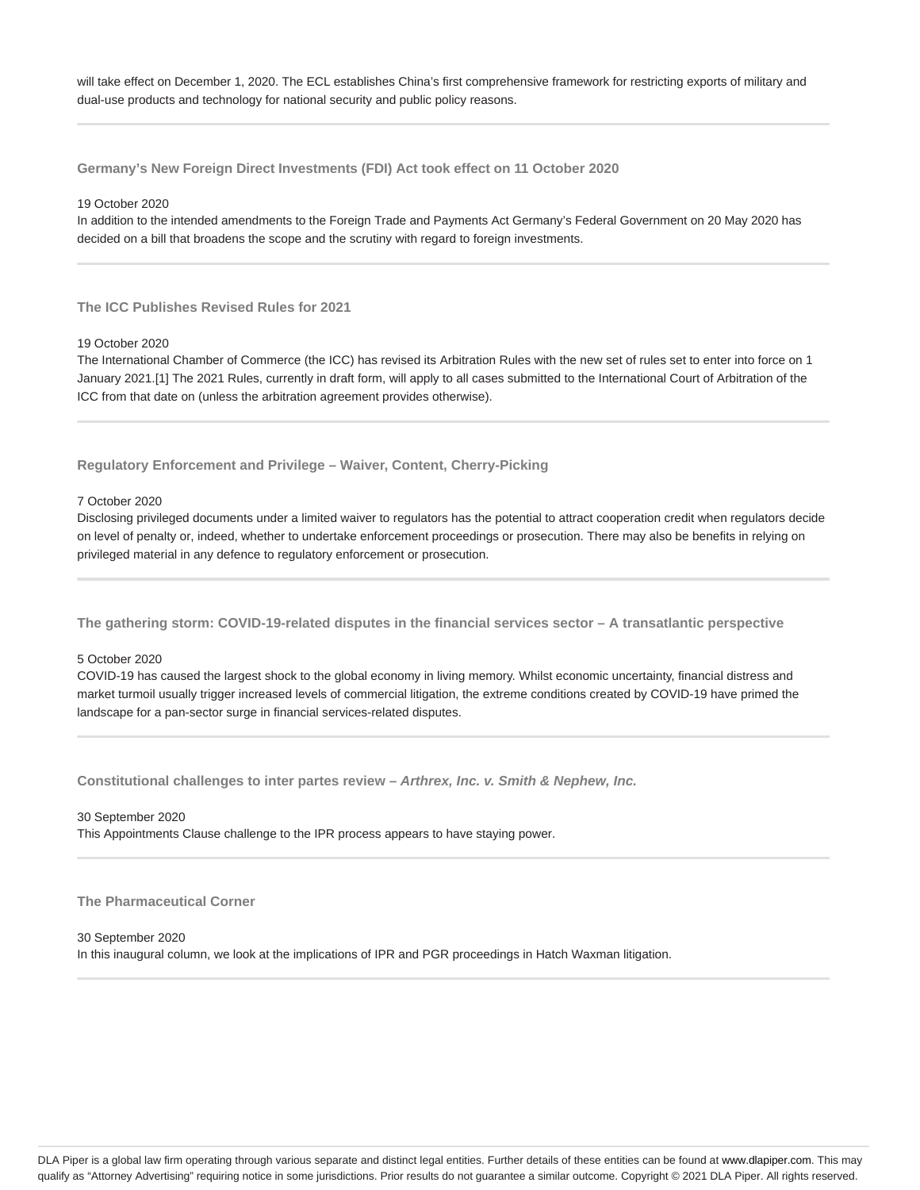will take effect on December 1, 2020. The ECL establishes China's first comprehensive framework for restricting exports of military and dual-use products and technology for national security and public policy reasons.

---

### Germany's New Foreign Direct Investments (FDI) Act took effect on 11 October 2020

19 October 2020

In addition to the intended amendments to the Foreign Trade and Payments Act Germany's Federal Government on 20 May 2020 has decided on a bill that broadens the scope and the scrutiny with regard to foreign investments.

---

### The ICC Publishes Revised Rules for 2021

19 October 2020

The International Chamber of Commerce (the ICC) has revised its Arbitration Rules with the new set of rules set to enter into force on 1 January 2021.[1] The 2021 Rules, currently in draft form, will apply to all cases submitted to the International Court of Arbitration of the ICC from that date on (unless the arbitration agreement provides otherwise).

---

### Regulatory Enforcement and Privilege – Waiver, Content, Cherry-Picking

7 October 2020

Disclosing privileged documents under a limited waiver to regulators has the potential to attract cooperation credit when regulators decide on level of penalty or, indeed, whether to undertake enforcement proceedings or prosecution. There may also be benefits in relying on privileged material in any defence to regulatory enforcement or prosecution.

---

### The gathering storm: COVID-19-related disputes in the financial services sector – A transatlantic perspective

5 October 2020

COVID-19 has caused the largest shock to the global economy in living memory. Whilst economic uncertainty, financial distress and market turmoil usually trigger increased levels of commercial litigation, the extreme conditions created by COVID-19 have primed the landscape for a pan-sector surge in financial services-related disputes.

---

### Constitutional challenges to inter partes review – *Arthrex, Inc. v. Smith & Nephew, Inc.*

30 September 2020

This Appointments Clause challenge to the IPR process appears to have staying power.

---

### The Pharmaceutical Corner

30 September 2020

In this inaugural column, we look at the implications of IPR and PGR proceedings in Hatch Waxman litigation.

---

DLA Piper is a global law firm operating through various separate and distinct legal entities. Further details of these entities can be found at www.dlapiper.com. This may qualify as "Attorney Advertising" requiring notice in some jurisdictions. Prior results do not guarantee a similar outcome. Copyright © 2021 DLA Piper. All rights reserved.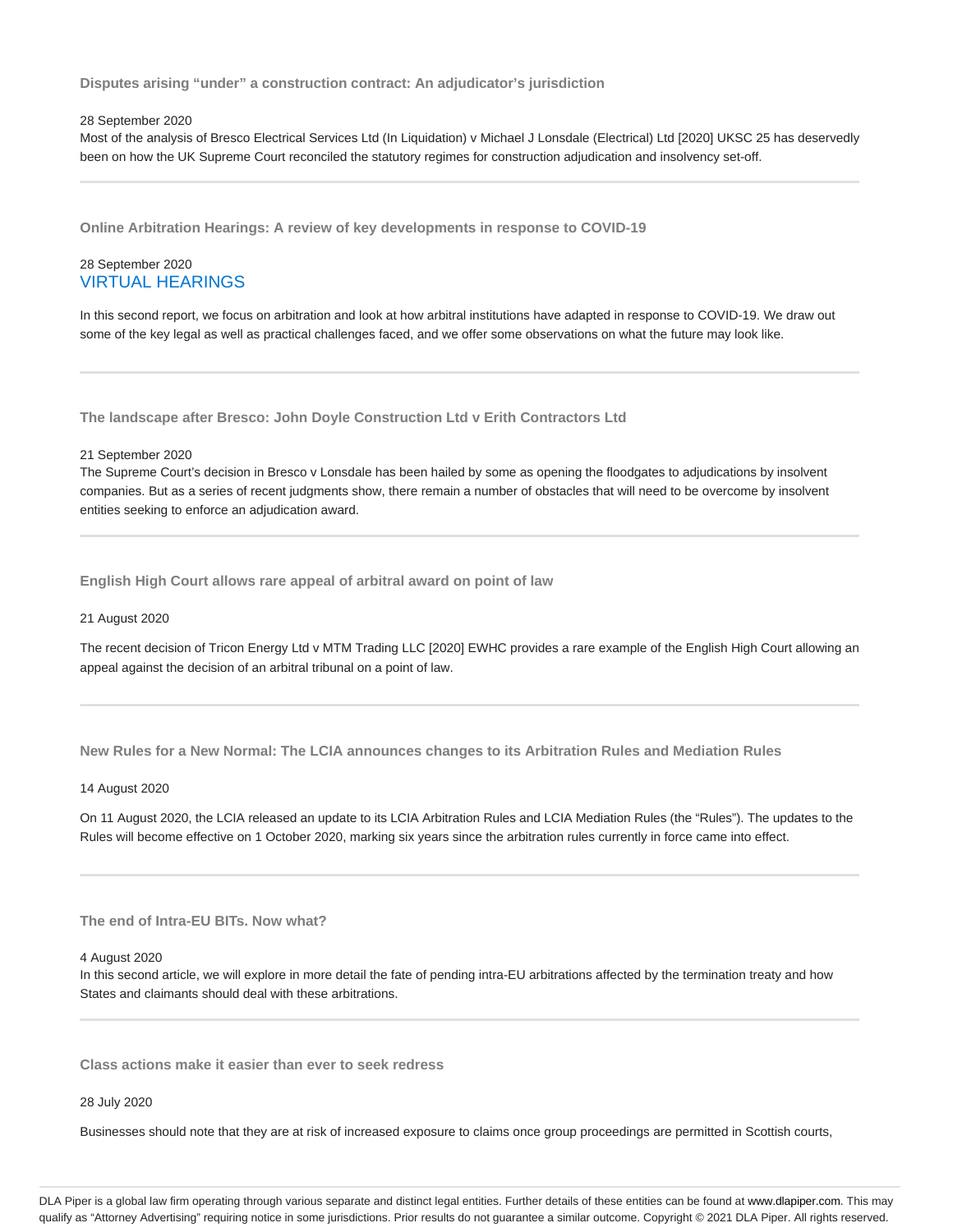### Disputes arising "under" a construction contract: An adjudicator's jurisdiction

28 September 2020

Most of the analysis of Bresco Electrical Services Ltd (In Liquidation) v Michael J Lonsdale (Electrical) Ltd [2020] UKSC 25 has deservedly been on how the UK Supreme Court reconciled the statutory regimes for construction adjudication and insolvency set-off.

---

### Online Arbitration Hearings: A review of key developments in response to COVID-19

28 September 2020

VIRTUAL HEARINGS

In this second report, we focus on arbitration and look at how arbitral institutions have adapted in response to COVID-19. We draw out some of the key legal as well as practical challenges faced, and we offer some observations on what the future may look like.

---

### The landscape after Bresco: John Doyle Construction Ltd v Erith Contractors Ltd

21 September 2020

The Supreme Court's decision in Bresco v Lonsdale has been hailed by some as opening the floodgates to adjudications by insolvent companies. But as a series of recent judgments show, there remain a number of obstacles that will need to be overcome by insolvent entities seeking to enforce an adjudication award.

---

### English High Court allows rare appeal of arbitral award on point of law

21 August 2020

The recent decision of Tricon Energy Ltd v MTM Trading LLC [2020] EWHC provides a rare example of the English High Court allowing an appeal against the decision of an arbitral tribunal on a point of law.

---

### New Rules for a New Normal: The LCIA announces changes to its Arbitration Rules and Mediation Rules

14 August 2020

On 11 August 2020, the LCIA released an update to its LCIA Arbitration Rules and LCIA Mediation Rules (the "Rules"). The updates to the Rules will become effective on 1 October 2020, marking six years since the arbitration rules currently in force came into effect.

---

### The end of Intra-EU BITs. Now what?

4 August 2020

In this second article, we will explore in more detail the fate of pending intra-EU arbitrations affected by the termination treaty and how States and claimants should deal with these arbitrations.

---

### Class actions make it easier than ever to seek redress

28 July 2020

Businesses should note that they are at risk of increased exposure to claims once group proceedings are permitted in Scottish courts,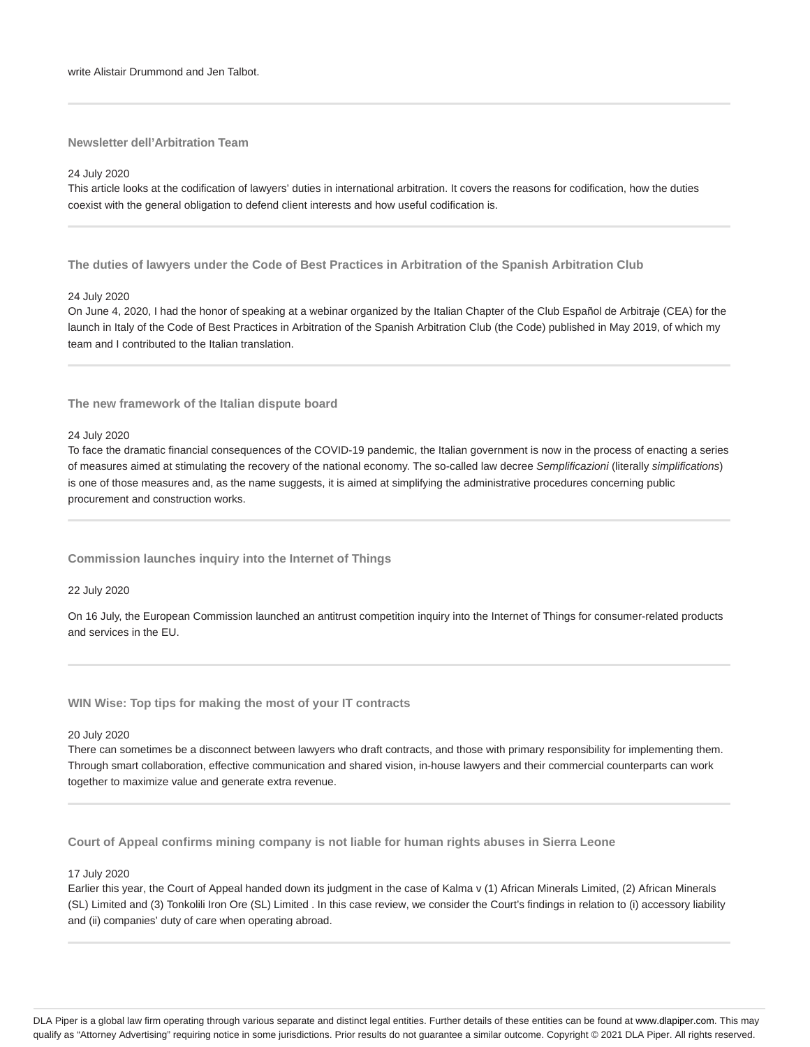write Alistair Drummond and Jen Talbot.

---

### Newsletter dell'Arbitration Team

24 July 2020

This article looks at the codification of lawyers' duties in international arbitration. It covers the reasons for codification, how the duties coexist with the general obligation to defend client interests and how useful codification is.

---

### The duties of lawyers under the Code of Best Practices in Arbitration of the Spanish Arbitration Club

24 July 2020

On June 4, 2020, I had the honor of speaking at a webinar organized by the Italian Chapter of the Club Español de Arbitraje (CEA) for the launch in Italy of the Code of Best Practices in Arbitration of the Spanish Arbitration Club (the Code) published in May 2019, of which my team and I contributed to the Italian translation.

---

### The new framework of the Italian dispute board

24 July 2020

To face the dramatic financial consequences of the COVID-19 pandemic, the Italian government is now in the process of enacting a series of measures aimed at stimulating the recovery of the national economy. The so-called law decree *Semplificazioni* (literally *simplifications*) is one of those measures and, as the name suggests, it is aimed at simplifying the administrative procedures concerning public procurement and construction works.

---

### Commission launches inquiry into the Internet of Things

22 July 2020

On 16 July, the European Commission launched an antitrust competition inquiry into the Internet of Things for consumer-related products and services in the EU.

---

### WIN Wise: Top tips for making the most of your IT contracts

20 July 2020

There can sometimes be a disconnect between lawyers who draft contracts, and those with primary responsibility for implementing them. Through smart collaboration, effective communication and shared vision, in-house lawyers and their commercial counterparts can work together to maximize value and generate extra revenue.

---

### Court of Appeal confirms mining company is not liable for human rights abuses in Sierra Leone

17 July 2020

Earlier this year, the Court of Appeal handed down its judgment in the case of Kalma v (1) African Minerals Limited, (2) African Minerals (SL) Limited and (3) Tonkolili Iron Ore (SL) Limited . In this case review, we consider the Court's findings in relation to (i) accessory liability and (ii) companies' duty of care when operating abroad.

---

DLA Piper is a global law firm operating through various separate and distinct legal entities. Further details of these entities can be found at www.dlapiper.com. This may qualify as "Attorney Advertising" requiring notice in some jurisdictions. Prior results do not guarantee a similar outcome. Copyright © 2021 DLA Piper. All rights reserved.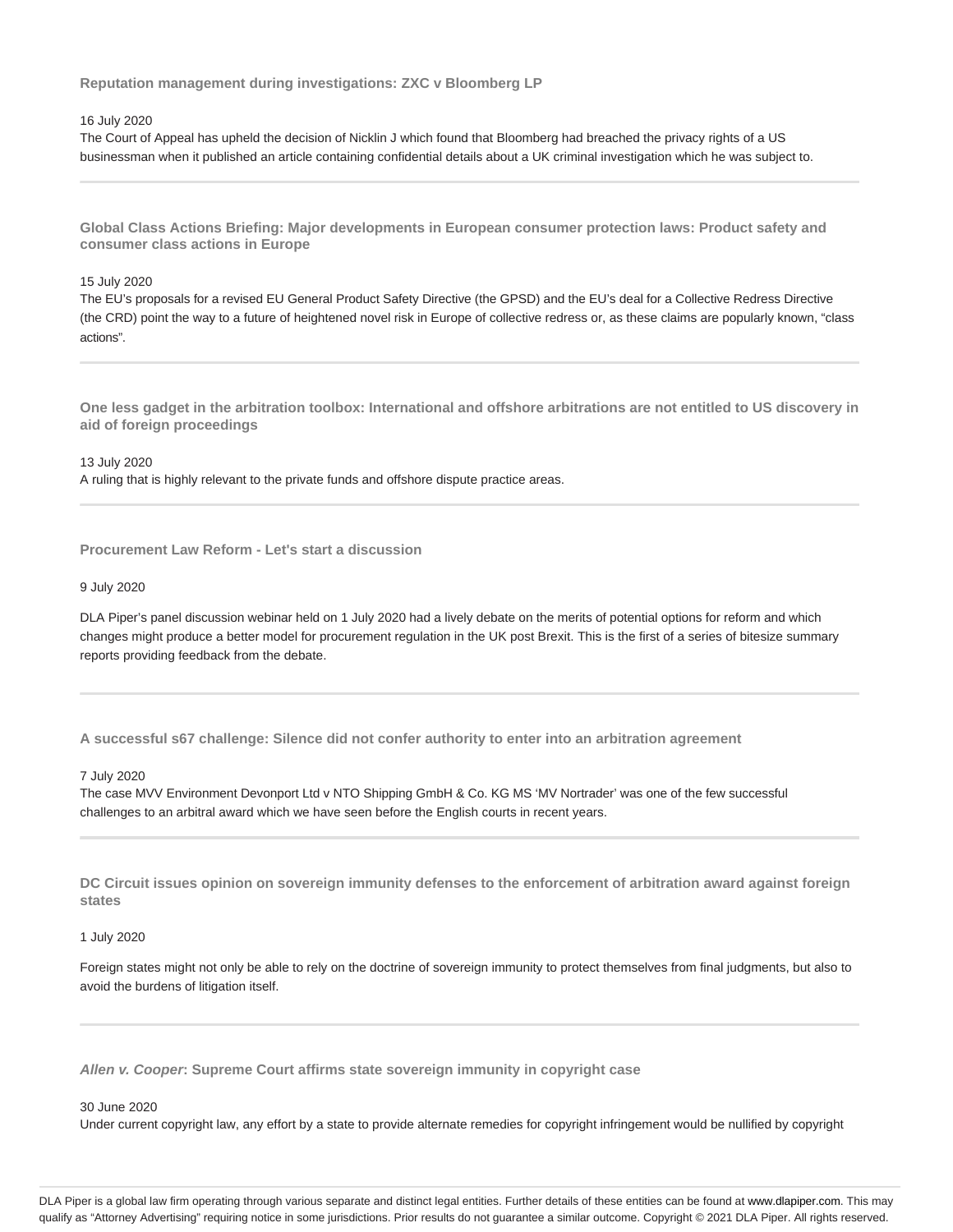### Reputation management during investigations: ZXC v Bloomberg LP

16 July 2020

The Court of Appeal has upheld the decision of Nicklin J which found that Bloomberg had breached the privacy rights of a US businessman when it published an article containing confidential details about a UK criminal investigation which he was subject to.

---

### Global Class Actions Briefing: Major developments in European consumer protection laws: Product safety and consumer class actions in Europe

15 July 2020

The EU's proposals for a revised EU General Product Safety Directive (the GPSD) and the EU's deal for a Collective Redress Directive (the CRD) point the way to a future of heightened novel risk in Europe of collective redress or, as these claims are popularly known, "class actions".

---

### One less gadget in the arbitration toolbox: International and offshore arbitrations are not entitled to US discovery in aid of foreign proceedings

13 July 2020

A ruling that is highly relevant to the private funds and offshore dispute practice areas.

---

### Procurement Law Reform - Let's start a discussion

9 July 2020

DLA Piper's panel discussion webinar held on 1 July 2020 had a lively debate on the merits of potential options for reform and which changes might produce a better model for procurement regulation in the UK post Brexit. This is the first of a series of bitesize summary reports providing feedback from the debate.

---

### A successful s67 challenge: Silence did not confer authority to enter into an arbitration agreement

7 July 2020

The case MVV Environment Devonport Ltd v NTO Shipping GmbH & Co. KG MS 'MV Nortrader' was one of the few successful challenges to an arbitral award which we have seen before the English courts in recent years.

---

### DC Circuit issues opinion on sovereign immunity defenses to the enforcement of arbitration award against foreign states

1 July 2020

Foreign states might not only be able to rely on the doctrine of sovereign immunity to protect themselves from final judgments, but also to avoid the burdens of litigation itself.

---

### *Allen v. Cooper*: Supreme Court affirms state sovereign immunity in copyright case

30 June 2020

Under current copyright law, any effort by a state to provide alternate remedies for copyright infringement would be nullified by copyright

DLA Piper is a global law firm operating through various separate and distinct legal entities. Further details of these entities can be found at www.dlapiper.com. This may qualify as "Attorney Advertising" requiring notice in some jurisdictions. Prior results do not guarantee a similar outcome. Copyright © 2021 DLA Piper. All rights reserved.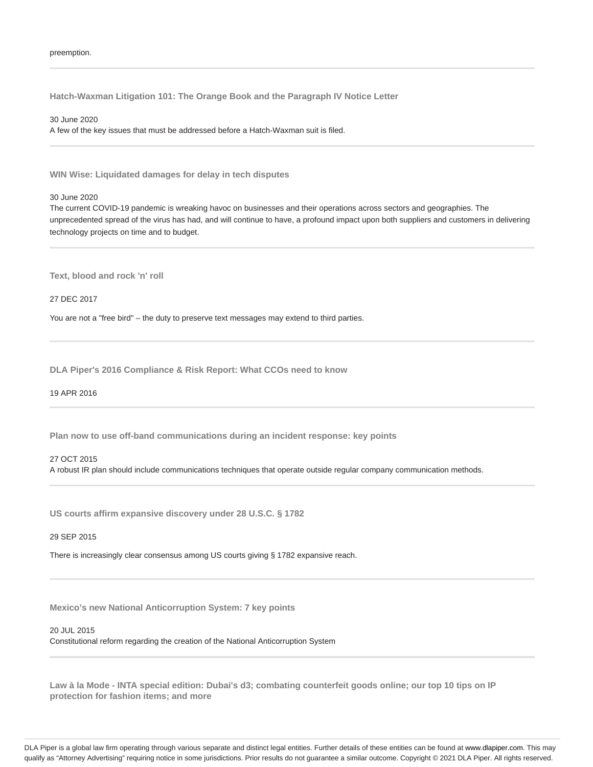preemption.

---

**Hatch-Waxman Litigation 101: The Orange Book and the Paragraph IV Notice Letter**

30 June 2020

A few of the key issues that must be addressed before a Hatch-Waxman suit is filed.

---

**WIN Wise: Liquidated damages for delay in tech disputes**

30 June 2020

The current COVID-19 pandemic is wreaking havoc on businesses and their operations across sectors and geographies. The unprecedented spread of the virus has had, and will continue to have, a profound impact upon both suppliers and customers in delivering technology projects on time and to budget.

---

**Text, blood and rock 'n' roll**

27 DEC 2017

You are not a "free bird" – the duty to preserve text messages may extend to third parties.

---

**DLA Piper's 2016 Compliance & Risk Report: What CCOs need to know**

19 APR 2016

---

**Plan now to use off-band communications during an incident response: key points**

27 OCT 2015

A robust IR plan should include communications techniques that operate outside regular company communication methods.

---

**US courts affirm expansive discovery under 28 U.S.C. § 1782**

29 SEP 2015

There is increasingly clear consensus among US courts giving § 1782 expansive reach.

---

**Mexico's new National Anticorruption System: 7 key points**

20 JUL 2015

Constitutional reform regarding the creation of the National Anticorruption System

---

**Law à la Mode - INTA special edition: Dubai's d3; combating counterfeit goods online; our top 10 tips on IP protection for fashion items; and more**

DLA Piper is a global law firm operating through various separate and distinct legal entities. Further details of these entities can be found at www.dlapiper.com. This may qualify as "Attorney Advertising" requiring notice in some jurisdictions. Prior results do not guarantee a similar outcome. Copyright © 2021 DLA Piper. All rights reserved.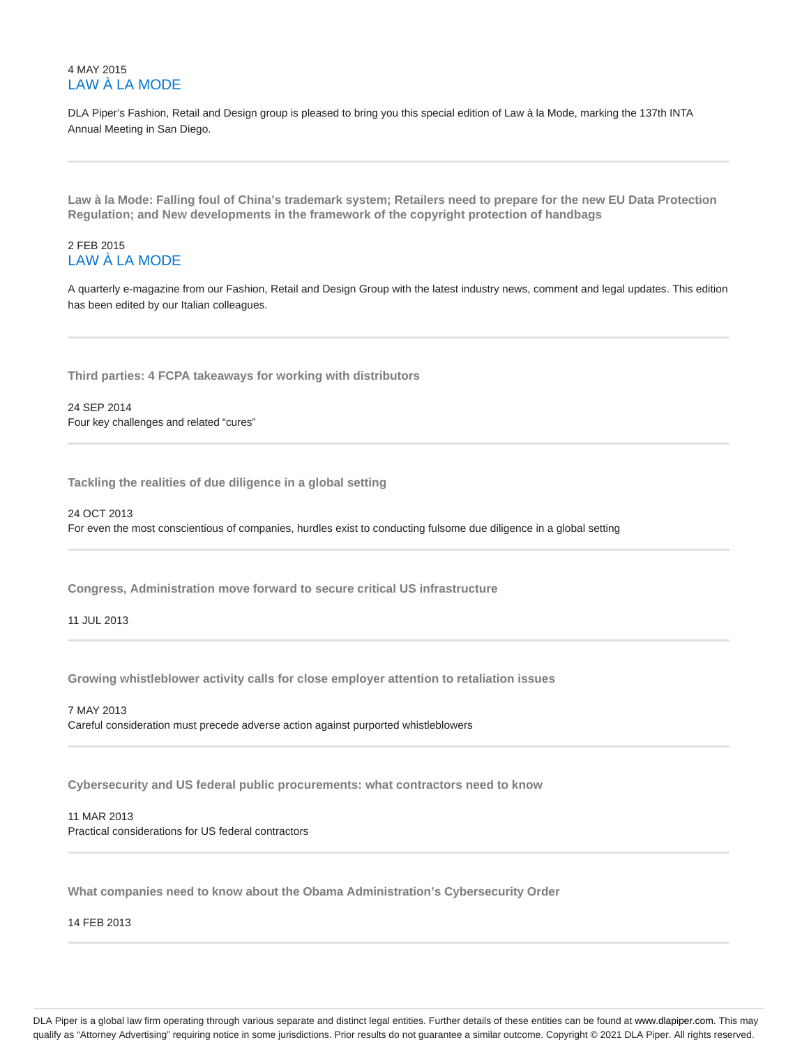4 MAY 2015

LAW À LA MODE

DLA Piper's Fashion, Retail and Design group is pleased to bring you this special edition of Law à la Mode, marking the 137th INTA Annual Meeting in San Diego.

---

**Law à la Mode: Falling foul of China's trademark system; Retailers need to prepare for the new EU Data Protection Regulation; and New developments in the framework of the copyright protection of handbags**

2 FEB 2015

LAW À LA MODE

A quarterly e-magazine from our Fashion, Retail and Design Group with the latest industry news, comment and legal updates. This edition has been edited by our Italian colleagues.

---

**Third parties: 4 FCPA takeaways for working with distributors**

24 SEP 2014

Four key challenges and related "cures"

---

**Tackling the realities of due diligence in a global setting**

24 OCT 2013

For even the most conscientious of companies, hurdles exist to conducting fulsome due diligence in a global setting

---

**Congress, Administration move forward to secure critical US infrastructure**

11 JUL 2013

---

**Growing whistleblower activity calls for close employer attention to retaliation issues**

7 MAY 2013

Careful consideration must precede adverse action against purported whistleblowers

---

**Cybersecurity and US federal public procurements: what contractors need to know**

11 MAR 2013

Practical considerations for US federal contractors

---

**What companies need to know about the Obama Administration's Cybersecurity Order**

14 FEB 2013

---

DLA Piper is a global law firm operating through various separate and distinct legal entities. Further details of these entities can be found at www.dlapiper.com. This may qualify as "Attorney Advertising" requiring notice in some jurisdictions. Prior results do not guarantee a similar outcome. Copyright © 2021 DLA Piper. All rights reserved.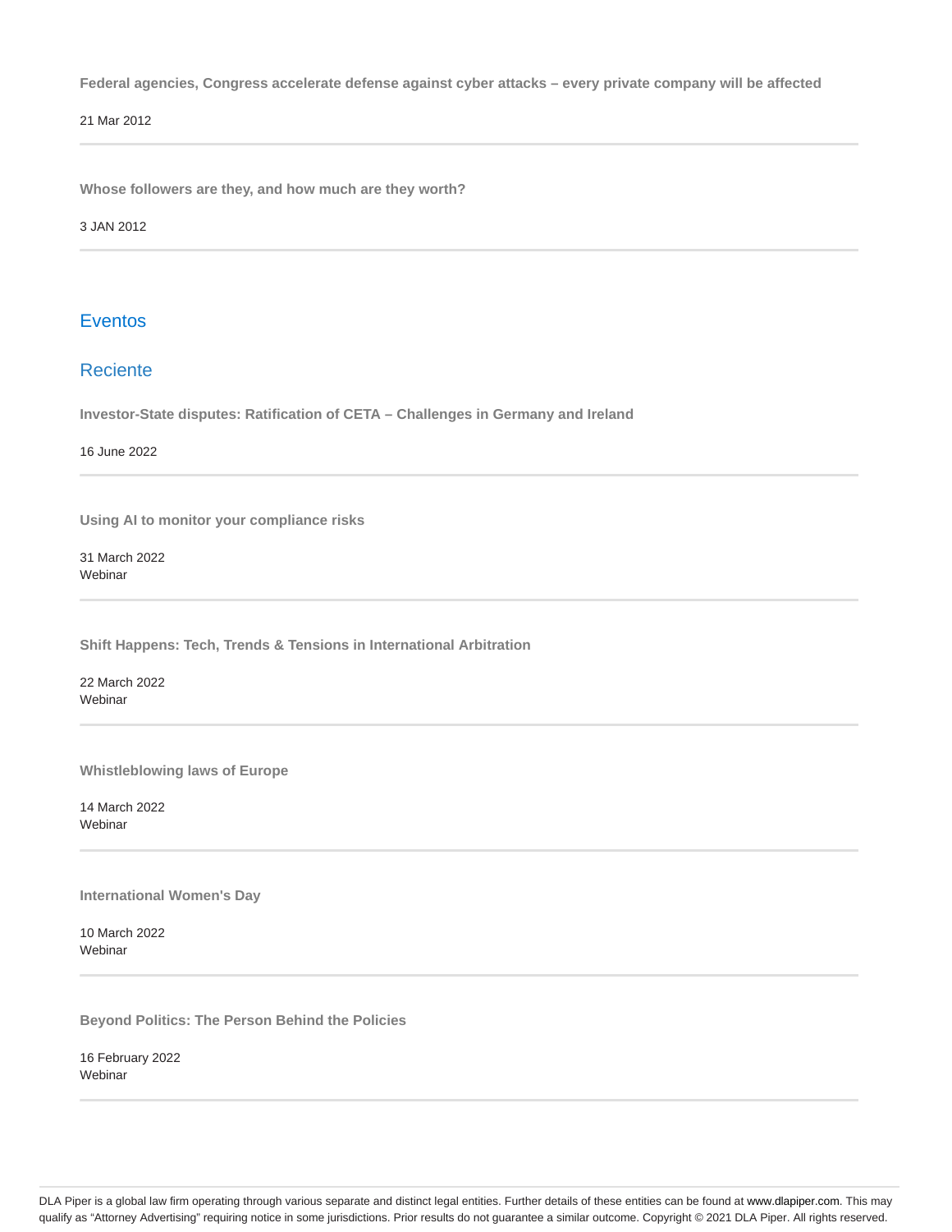**Federal agencies, Congress accelerate defense against cyber attacks – every private company will be affected**

21 Mar 2012

---

**Whose followers are they, and how much are they worth?**

3 JAN 2012

---

## Eventos

### Reciente

**Investor-State disputes: Ratification of CETA – Challenges in Germany and Ireland**

16 June 2022

---

**Using AI to monitor your compliance risks**

31 March 2022
Webinar

---

**Shift Happens: Tech, Trends & Tensions in International Arbitration**

22 March 2022
Webinar

---

**Whistleblowing laws of Europe**

14 March 2022
Webinar

---

**International Women's Day**

10 March 2022
Webinar

---

**Beyond Politics: The Person Behind the Policies**

16 February 2022
Webinar

---

DLA Piper is a global law firm operating through various separate and distinct legal entities. Further details of these entities can be found at www.dlapiper.com. This may qualify as "Attorney Advertising" requiring notice in some jurisdictions. Prior results do not guarantee a similar outcome. Copyright © 2021 DLA Piper. All rights reserved.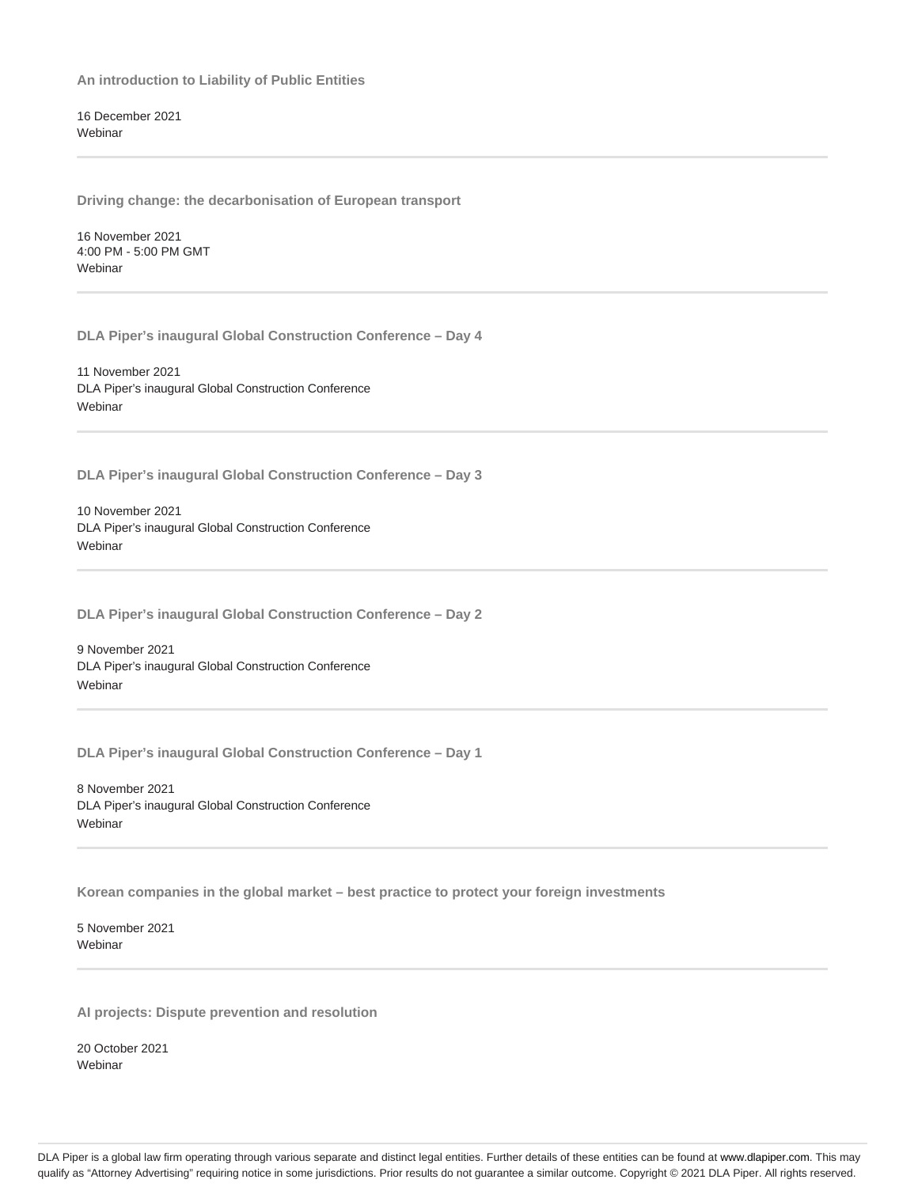**An introduction to Liability of Public Entities**

16 December 2021
Webinar

---

**Driving change: the decarbonisation of European transport**

16 November 2021
4:00 PM - 5:00 PM GMT
Webinar

---

**DLA Piper's inaugural Global Construction Conference – Day 4**

11 November 2021
DLA Piper's inaugural Global Construction Conference
Webinar

---

**DLA Piper's inaugural Global Construction Conference – Day 3**

10 November 2021
DLA Piper's inaugural Global Construction Conference
Webinar

---

**DLA Piper's inaugural Global Construction Conference – Day 2**

9 November 2021
DLA Piper's inaugural Global Construction Conference
Webinar

---

**DLA Piper's inaugural Global Construction Conference – Day 1**

8 November 2021
DLA Piper's inaugural Global Construction Conference
Webinar

---

**Korean companies in the global market – best practice to protect your foreign investments**

5 November 2021
Webinar

---

**AI projects: Dispute prevention and resolution**

20 October 2021
Webinar

DLA Piper is a global law firm operating through various separate and distinct legal entities. Further details of these entities can be found at www.dlapiper.com. This may qualify as "Attorney Advertising" requiring notice in some jurisdictions. Prior results do not guarantee a similar outcome. Copyright © 2021 DLA Piper. All rights reserved.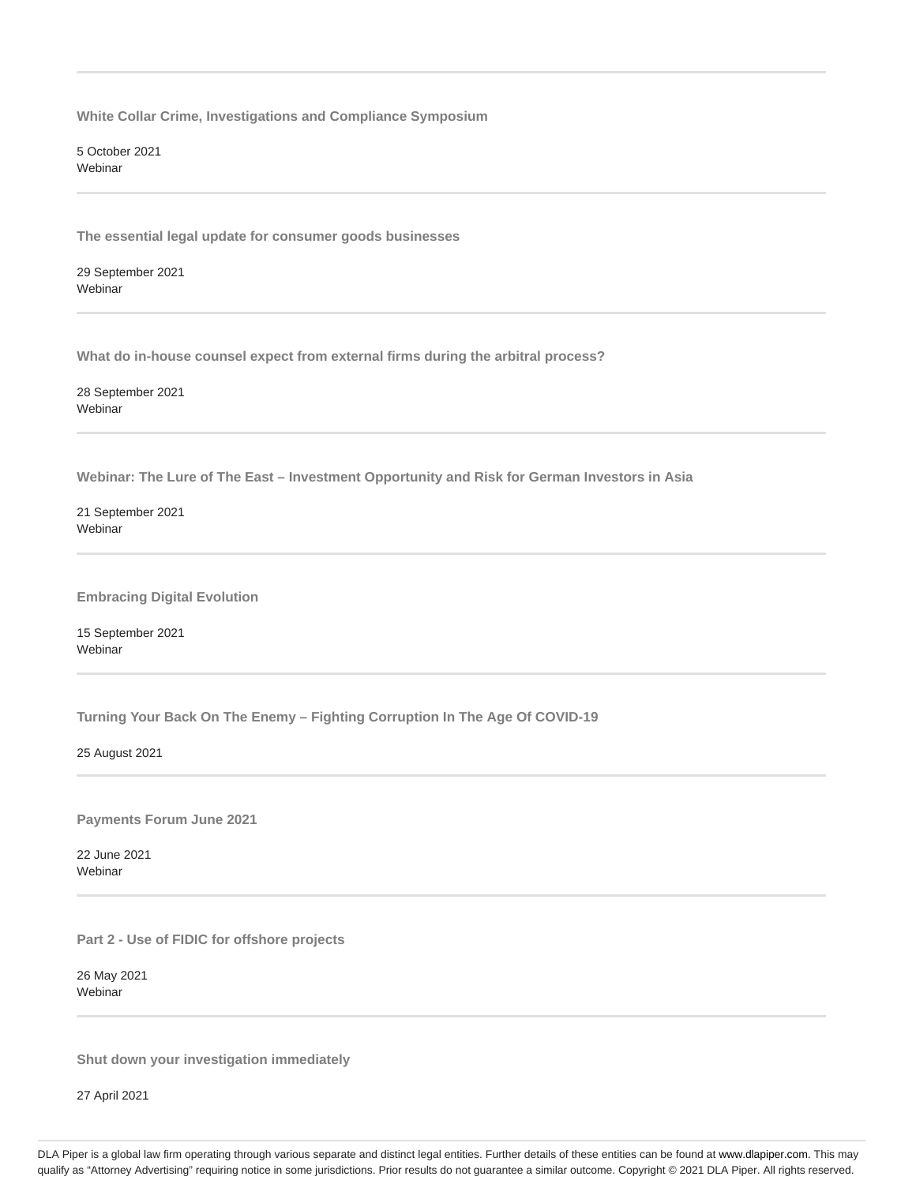---

**White Collar Crime, Investigations and Compliance Symposium**

5 October 2021
Webinar

---

**The essential legal update for consumer goods businesses**

29 September 2021
Webinar

---

**What do in-house counsel expect from external firms during the arbitral process?**

28 September 2021
Webinar

---

**Webinar: The Lure of The East – Investment Opportunity and Risk for German Investors in Asia**

21 September 2021
Webinar

---

**Embracing Digital Evolution**

15 September 2021
Webinar

---

**Turning Your Back On The Enemy – Fighting Corruption In The Age Of COVID-19**

25 August 2021

---

**Payments Forum June 2021**

22 June 2021
Webinar

---

**Part 2 - Use of FIDIC for offshore projects**

26 May 2021
Webinar

---

**Shut down your investigation immediately**

27 April 2021

DLA Piper is a global law firm operating through various separate and distinct legal entities. Further details of these entities can be found at www.dlapiper.com. This may qualify as "Attorney Advertising" requiring notice in some jurisdictions. Prior results do not guarantee a similar outcome. Copyright © 2021 DLA Piper. All rights reserved.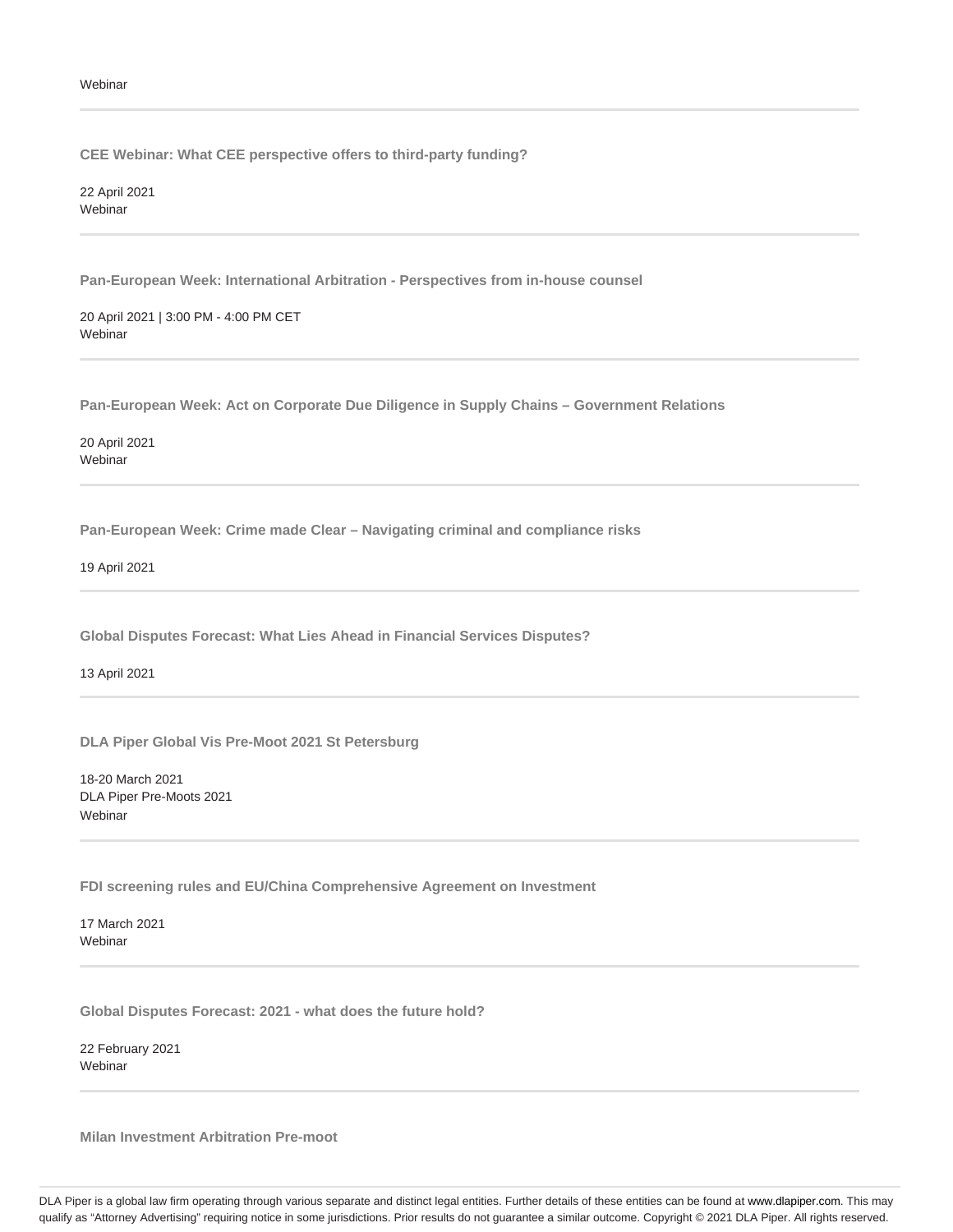Webinar

---

**CEE Webinar: What CEE perspective offers to third-party funding?**

22 April 2021
Webinar

---

**Pan-European Week: International Arbitration - Perspectives from in-house counsel**

20 April 2021 | 3:00 PM - 4:00 PM CET
Webinar

---

**Pan-European Week: Act on Corporate Due Diligence in Supply Chains – Government Relations**

20 April 2021
Webinar

---

**Pan-European Week: Crime made Clear – Navigating criminal and compliance risks**

19 April 2021

---

**Global Disputes Forecast: What Lies Ahead in Financial Services Disputes?**

13 April 2021

---

**DLA Piper Global Vis Pre-Moot 2021 St Petersburg**

18-20 March 2021
DLA Piper Pre-Moots 2021
Webinar

---

**FDI screening rules and EU/China Comprehensive Agreement on Investment**

17 March 2021
Webinar

---

**Global Disputes Forecast: 2021 - what does the future hold?**

22 February 2021
Webinar

---

**Milan Investment Arbitration Pre-moot**

DLA Piper is a global law firm operating through various separate and distinct legal entities. Further details of these entities can be found at www.dlapiper.com. This may qualify as "Attorney Advertising" requiring notice in some jurisdictions. Prior results do not guarantee a similar outcome. Copyright © 2021 DLA Piper. All rights reserved.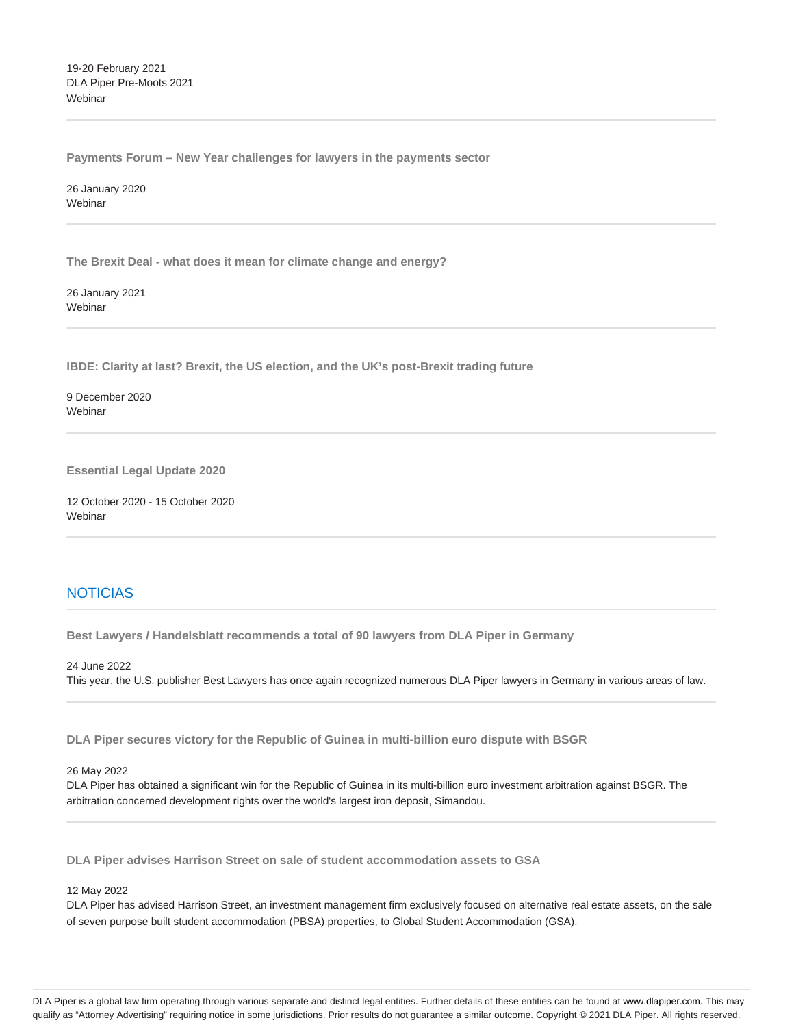19-20 February 2021
DLA Piper Pre-Moots 2021
Webinar

---

**Payments Forum – New Year challenges for lawyers in the payments sector**

26 January 2020
Webinar

---

**The Brexit Deal - what does it mean for climate change and energy?**

26 January 2021
Webinar

---

**IBDE: Clarity at last? Brexit, the US election, and the UK's post-Brexit trading future**

9 December 2020
Webinar

---

**Essential Legal Update 2020**

12 October 2020 - 15 October 2020
Webinar

---

## NOTICIAS

**Best Lawyers / Handelsblatt recommends a total of 90 lawyers from DLA Piper in Germany**

24 June 2022
This year, the U.S. publisher Best Lawyers has once again recognized numerous DLA Piper lawyers in Germany in various areas of law.

---

**DLA Piper secures victory for the Republic of Guinea in multi-billion euro dispute with BSGR**

26 May 2022
DLA Piper has obtained a significant win for the Republic of Guinea in its multi-billion euro investment arbitration against BSGR. The arbitration concerned development rights over the world's largest iron deposit, Simandou.

---

**DLA Piper advises Harrison Street on sale of student accommodation assets to GSA**

12 May 2022
DLA Piper has advised Harrison Street, an investment management firm exclusively focused on alternative real estate assets, on the sale of seven purpose built student accommodation (PBSA) properties, to Global Student Accommodation (GSA).

DLA Piper is a global law firm operating through various separate and distinct legal entities. Further details of these entities can be found at www.dlapiper.com. This may qualify as "Attorney Advertising" requiring notice in some jurisdictions. Prior results do not guarantee a similar outcome. Copyright © 2021 DLA Piper. All rights reserved.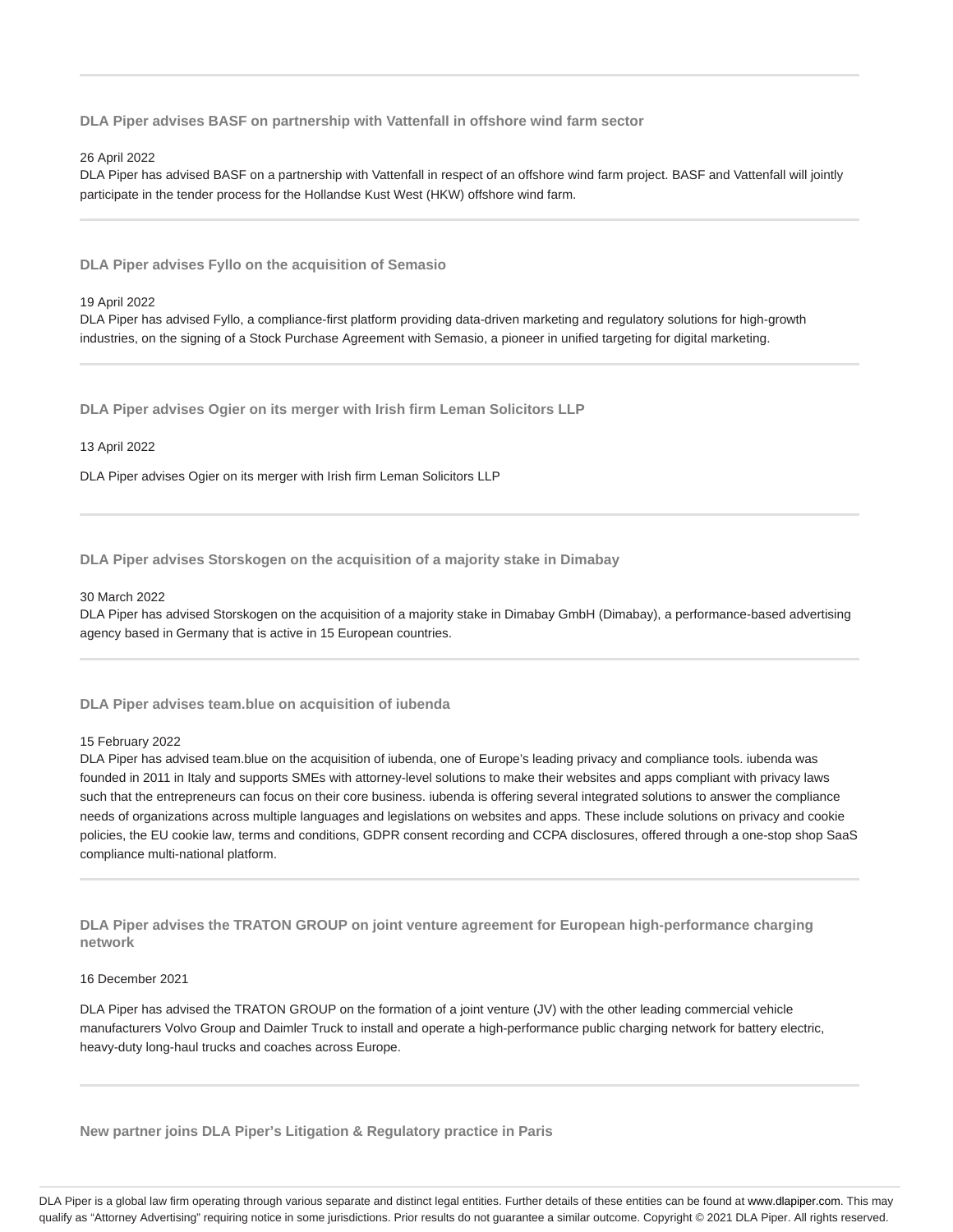### DLA Piper advises BASF on partnership with Vattenfall in offshore wind farm sector

26 April 2022

DLA Piper has advised BASF on a partnership with Vattenfall in respect of an offshore wind farm project. BASF and Vattenfall will jointly participate in the tender process for the Hollandse Kust West (HKW) offshore wind farm.

---

### DLA Piper advises Fyllo on the acquisition of Semasio

19 April 2022

DLA Piper has advised Fyllo, a compliance-first platform providing data-driven marketing and regulatory solutions for high-growth industries, on the signing of a Stock Purchase Agreement with Semasio, a pioneer in unified targeting for digital marketing.

---

### DLA Piper advises Ogier on its merger with Irish firm Leman Solicitors LLP

13 April 2022

DLA Piper advises Ogier on its merger with Irish firm Leman Solicitors LLP

---

### DLA Piper advises Storskogen on the acquisition of a majority stake in Dimabay

30 March 2022

DLA Piper has advised Storskogen on the acquisition of a majority stake in Dimabay GmbH (Dimabay), a performance-based advertising agency based in Germany that is active in 15 European countries.

---

### DLA Piper advises team.blue on acquisition of iubenda

15 February 2022

DLA Piper has advised team.blue on the acquisition of iubenda, one of Europe's leading privacy and compliance tools. iubenda was founded in 2011 in Italy and supports SMEs with attorney-level solutions to make their websites and apps compliant with privacy laws such that the entrepreneurs can focus on their core business. iubenda is offering several integrated solutions to answer the compliance needs of organizations across multiple languages and legislations on websites and apps. These include solutions on privacy and cookie policies, the EU cookie law, terms and conditions, GDPR consent recording and CCPA disclosures, offered through a one-stop shop SaaS compliance multi-national platform.

---

### DLA Piper advises the TRATON GROUP on joint venture agreement for European high-performance charging network

16 December 2021

DLA Piper has advised the TRATON GROUP on the formation of a joint venture (JV) with the other leading commercial vehicle manufacturers Volvo Group and Daimler Truck to install and operate a high-performance public charging network for battery electric, heavy-duty long-haul trucks and coaches across Europe.

---

### New partner joins DLA Piper's Litigation & Regulatory practice in Paris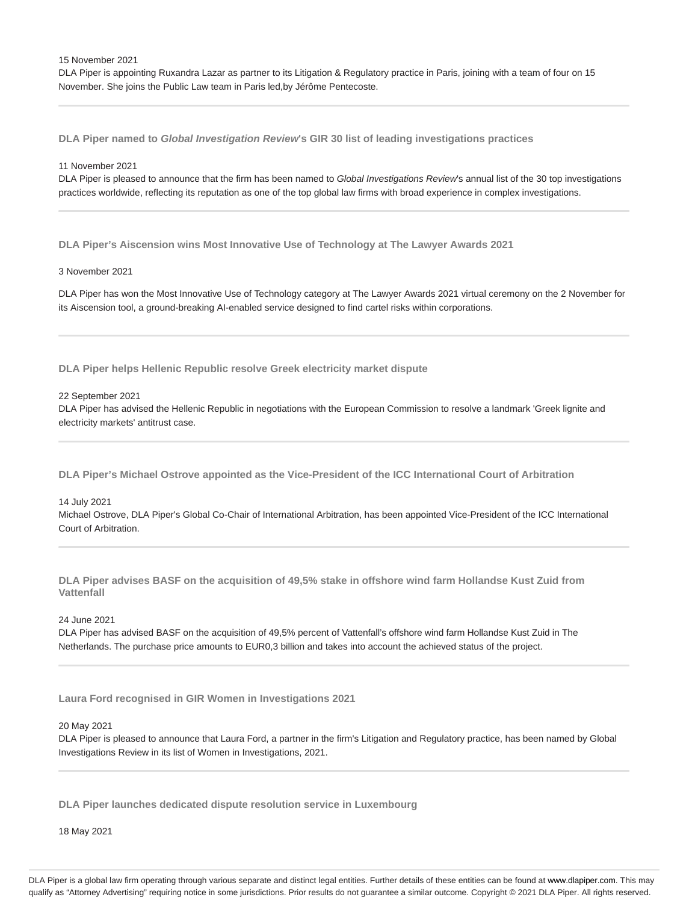15 November 2021
DLA Piper is appointing Ruxandra Lazar as partner to its Litigation & Regulatory practice in Paris, joining with a team of four on 15 November. She joins the Public Law team in Paris led,by Jérôme Pentecoste.

---

### DLA Piper named to *Global Investigation Review*'s GIR 30 list of leading investigations practices

11 November 2021
DLA Piper is pleased to announce that the firm has been named to *Global Investigations Review*'s annual list of the 30 top investigations practices worldwide, reflecting its reputation as one of the top global law firms with broad experience in complex investigations.

---

### DLA Piper's Aiscension wins Most Innovative Use of Technology at The Lawyer Awards 2021

3 November 2021

DLA Piper has won the Most Innovative Use of Technology category at The Lawyer Awards 2021 virtual ceremony on the 2 November for its Aiscension tool, a ground-breaking AI-enabled service designed to find cartel risks within corporations.

---

### DLA Piper helps Hellenic Republic resolve Greek electricity market dispute

22 September 2021
DLA Piper has advised the Hellenic Republic in negotiations with the European Commission to resolve a landmark 'Greek lignite and electricity markets' antitrust case.

---

### DLA Piper's Michael Ostrove appointed as the Vice-President of the ICC International Court of Arbitration

14 July 2021
Michael Ostrove, DLA Piper's Global Co-Chair of International Arbitration, has been appointed Vice-President of the ICC International Court of Arbitration.

---

### DLA Piper advises BASF on the acquisition of 49,5% stake in offshore wind farm Hollandse Kust Zuid from Vattenfall

24 June 2021
DLA Piper has advised BASF on the acquisition of 49,5% percent of Vattenfall's offshore wind farm Hollandse Kust Zuid in The Netherlands. The purchase price amounts to EUR0,3 billion and takes into account the achieved status of the project.

---

### Laura Ford recognised in GIR Women in Investigations 2021

20 May 2021
DLA Piper is pleased to announce that Laura Ford, a partner in the firm's Litigation and Regulatory practice, has been named by Global Investigations Review in its list of Women in Investigations, 2021.

---

### DLA Piper launches dedicated dispute resolution service in Luxembourg

18 May 2021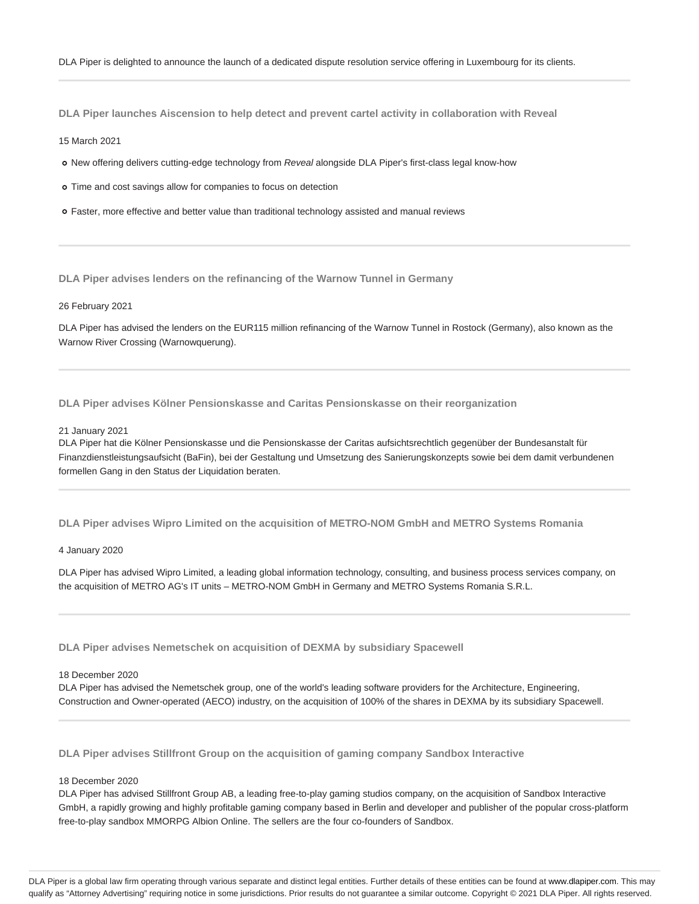DLA Piper is delighted to announce the launch of a dedicated dispute resolution service offering in Luxembourg for its clients.

---

### DLA Piper launches Aiscension to help detect and prevent cartel activity in collaboration with Reveal

15 March 2021

- New offering delivers cutting-edge technology from *Reveal* alongside DLA Piper's first-class legal know-how
- Time and cost savings allow for companies to focus on detection
- Faster, more effective and better value than traditional technology assisted and manual reviews

---

### DLA Piper advises lenders on the refinancing of the Warnow Tunnel in Germany

26 February 2021

DLA Piper has advised the lenders on the EUR115 million refinancing of the Warnow Tunnel in Rostock (Germany), also known as the Warnow River Crossing (Warnowquerung).

---

### DLA Piper advises Kölner Pensionskasse and Caritas Pensionskasse on their reorganization

21 January 2021

DLA Piper hat die Kölner Pensionskasse und die Pensionskasse der Caritas aufsichtsrechtlich gegenüber der Bundesanstalt für Finanzdienstleistungsaufsicht (BaFin), bei der Gestaltung und Umsetzung des Sanierungskonzepts sowie bei dem damit verbundenen formellen Gang in den Status der Liquidation beraten.

---

### DLA Piper advises Wipro Limited on the acquisition of METRO-NOM GmbH and METRO Systems Romania

4 January 2020

DLA Piper has advised Wipro Limited, a leading global information technology, consulting, and business process services company, on the acquisition of METRO AG's IT units – METRO-NOM GmbH in Germany and METRO Systems Romania S.R.L.

---

### DLA Piper advises Nemetschek on acquisition of DEXMA by subsidiary Spacewell

18 December 2020

DLA Piper has advised the Nemetschek group, one of the world's leading software providers for the Architecture, Engineering, Construction and Owner-operated (AECO) industry, on the acquisition of 100% of the shares in DEXMA by its subsidiary Spacewell.

---

### DLA Piper advises Stillfront Group on the acquisition of gaming company Sandbox Interactive

18 December 2020

DLA Piper has advised Stillfront Group AB, a leading free-to-play gaming studios company, on the acquisition of Sandbox Interactive GmbH, a rapidly growing and highly profitable gaming company based in Berlin and developer and publisher of the popular cross-platform free-to-play sandbox MMORPG Albion Online. The sellers are the four co-founders of Sandbox.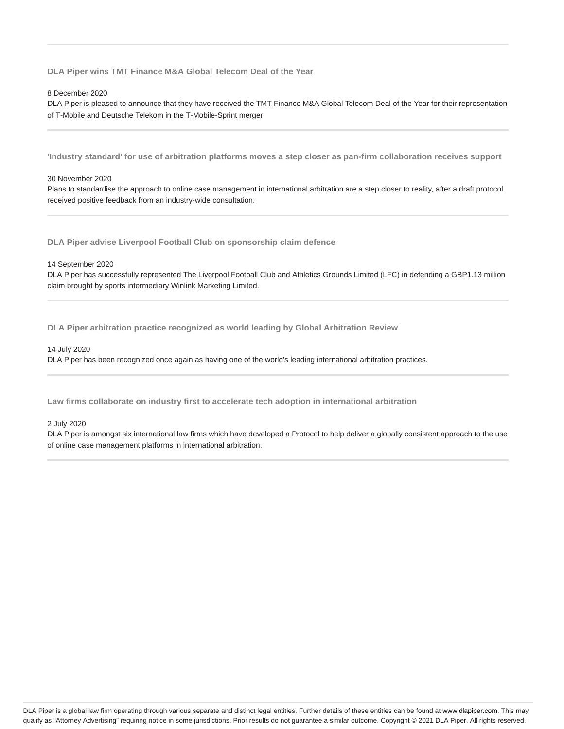### DLA Piper wins TMT Finance M&A Global Telecom Deal of the Year

8 December 2020

DLA Piper is pleased to announce that they have received the TMT Finance M&A Global Telecom Deal of the Year for their representation of T-Mobile and Deutsche Telekom in the T-Mobile-Sprint merger.

---

### 'Industry standard' for use of arbitration platforms moves a step closer as pan-firm collaboration receives support

30 November 2020

Plans to standardise the approach to online case management in international arbitration are a step closer to reality, after a draft protocol received positive feedback from an industry-wide consultation.

---

### DLA Piper advise Liverpool Football Club on sponsorship claim defence

14 September 2020

DLA Piper has successfully represented The Liverpool Football Club and Athletics Grounds Limited (LFC) in defending a GBP1.13 million claim brought by sports intermediary Winlink Marketing Limited.

---

### DLA Piper arbitration practice recognized as world leading by Global Arbitration Review

14 July 2020

DLA Piper has been recognized once again as having one of the world's leading international arbitration practices.

---

### Law firms collaborate on industry first to accelerate tech adoption in international arbitration

2 July 2020

DLA Piper is amongst six international law firms which have developed a Protocol to help deliver a globally consistent approach to the use of online case management platforms in international arbitration.